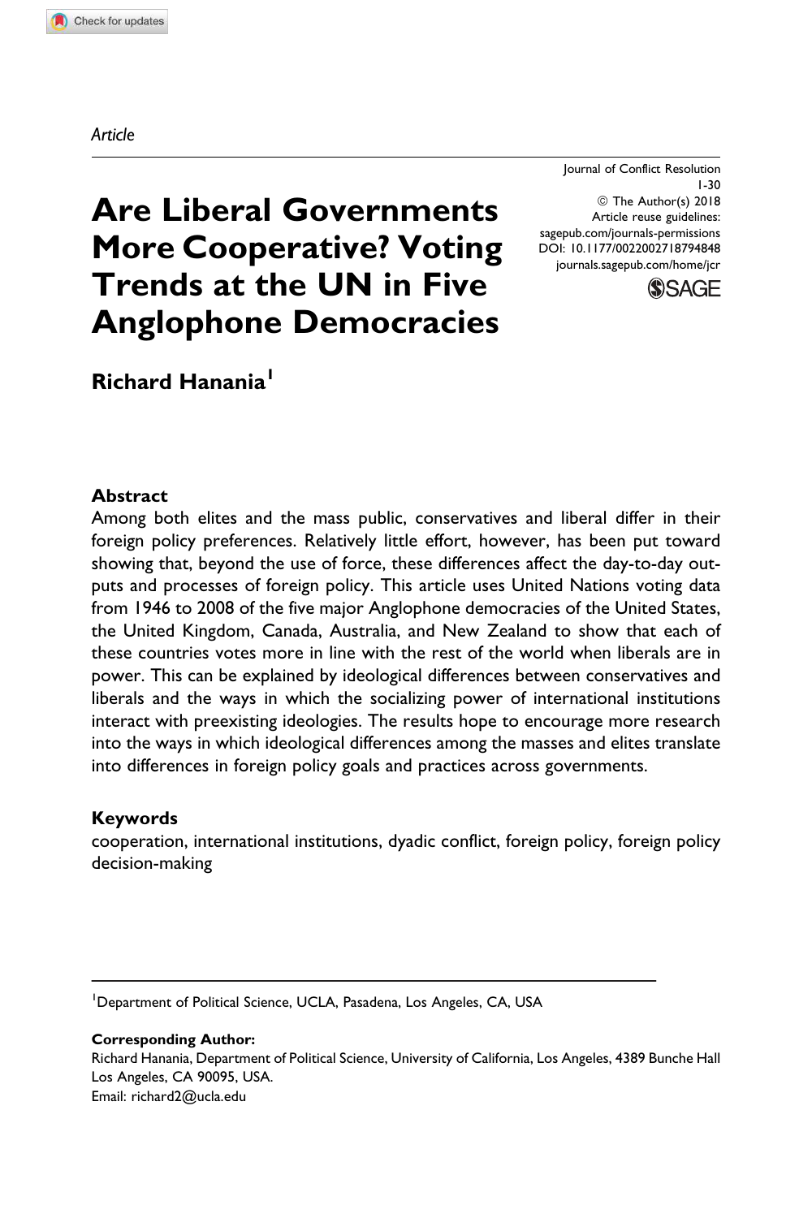*Article*

Journal of Conflict Resolution
1-30
© The Author(s) 2018
Article reuse guidelines:
sagepub.com/journals-permissions
DOI: 10.1177/0022002718794848
journals.sagepub.com/home/jcr

# Are Liberal Governments More Cooperative? Voting Trends at the UN in Five Anglophone Democracies

**Richard Hanania**[1]

## Abstract

Among both elites and the mass public, conservatives and liberal differ in their foreign policy preferences. Relatively little effort, however, has been put toward showing that, beyond the use of force, these differences affect the day-to-day outputs and processes of foreign policy. This article uses United Nations voting data from 1946 to 2008 of the five major Anglophone democracies of the United States, the United Kingdom, Canada, Australia, and New Zealand to show that each of these countries votes more in line with the rest of the world when liberals are in power. This can be explained by ideological differences between conservatives and liberals and the ways in which the socializing power of international institutions interact with preexisting ideologies. The results hope to encourage more research into the ways in which ideological differences among the masses and elites translate into differences in foreign policy goals and practices across governments.

## Keywords

cooperation, international institutions, dyadic conflict, foreign policy, foreign policy decision-making

---

[1]Department of Political Science, UCLA, Pasadena, Los Angeles, CA, USA

**Corresponding Author:**
Richard Hanania, Department of Political Science, University of California, Los Angeles, 4389 Bunche Hall Los Angeles, CA 90095, USA.
Email: richard2@ucla.edu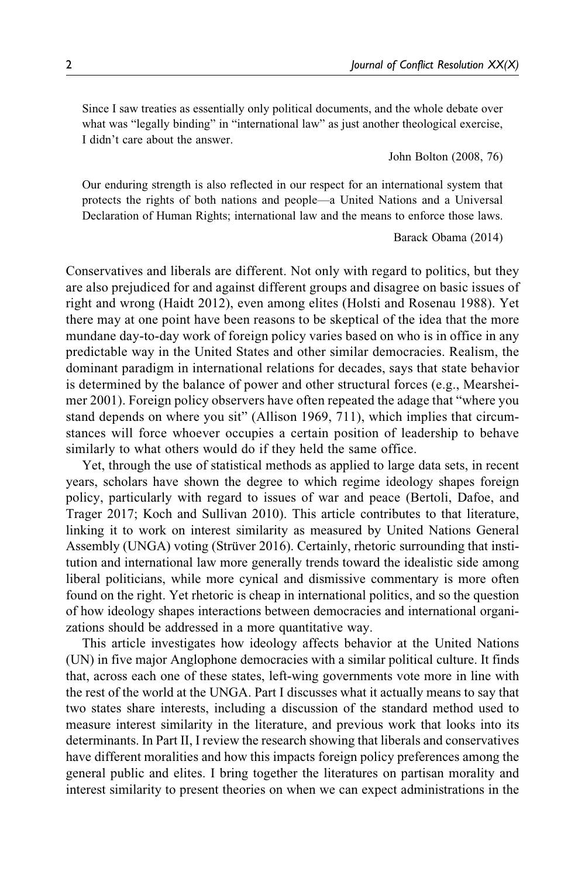> Since I saw treaties as essentially only political documents, and the whole debate over what was "legally binding" in "international law" as just another theological exercise, I didn't care about the answer.
>
> John Bolton (2008, 76)

> Our enduring strength is also reflected in our respect for an international system that protects the rights of both nations and people—a United Nations and a Universal Declaration of Human Rights; international law and the means to enforce those laws.
>
> Barack Obama (2014)

Conservatives and liberals are different. Not only with regard to politics, but they are also prejudiced for and against different groups and disagree on basic issues of right and wrong (Haidt 2012), even among elites (Holsti and Rosenau 1988). Yet there may at one point have been reasons to be skeptical of the idea that the more mundane day-to-day work of foreign policy varies based on who is in office in any predictable way in the United States and other similar democracies. Realism, the dominant paradigm in international relations for decades, says that state behavior is determined by the balance of power and other structural forces (e.g., Mearsheimer 2001). Foreign policy observers have often repeated the adage that "where you stand depends on where you sit" (Allison 1969, 711), which implies that circumstances will force whoever occupies a certain position of leadership to behave similarly to what others would do if they held the same office.

Yet, through the use of statistical methods as applied to large data sets, in recent years, scholars have shown the degree to which regime ideology shapes foreign policy, particularly with regard to issues of war and peace (Bertoli, Dafoe, and Trager 2017; Koch and Sullivan 2010). This article contributes to that literature, linking it to work on interest similarity as measured by United Nations General Assembly (UNGA) voting (Strüver 2016). Certainly, rhetoric surrounding that institution and international law more generally trends toward the idealistic side among liberal politicians, while more cynical and dismissive commentary is more often found on the right. Yet rhetoric is cheap in international politics, and so the question of how ideology shapes interactions between democracies and international organizations should be addressed in a more quantitative way.

This article investigates how ideology affects behavior at the United Nations (UN) in five major Anglophone democracies with a similar political culture. It finds that, across each one of these states, left-wing governments vote more in line with the rest of the world at the UNGA. Part I discusses what it actually means to say that two states share interests, including a discussion of the standard method used to measure interest similarity in the literature, and previous work that looks into its determinants. In Part II, I review the research showing that liberals and conservatives have different moralities and how this impacts foreign policy preferences among the general public and elites. I bring together the literatures on partisan morality and interest similarity to present theories on when we can expect administrations in the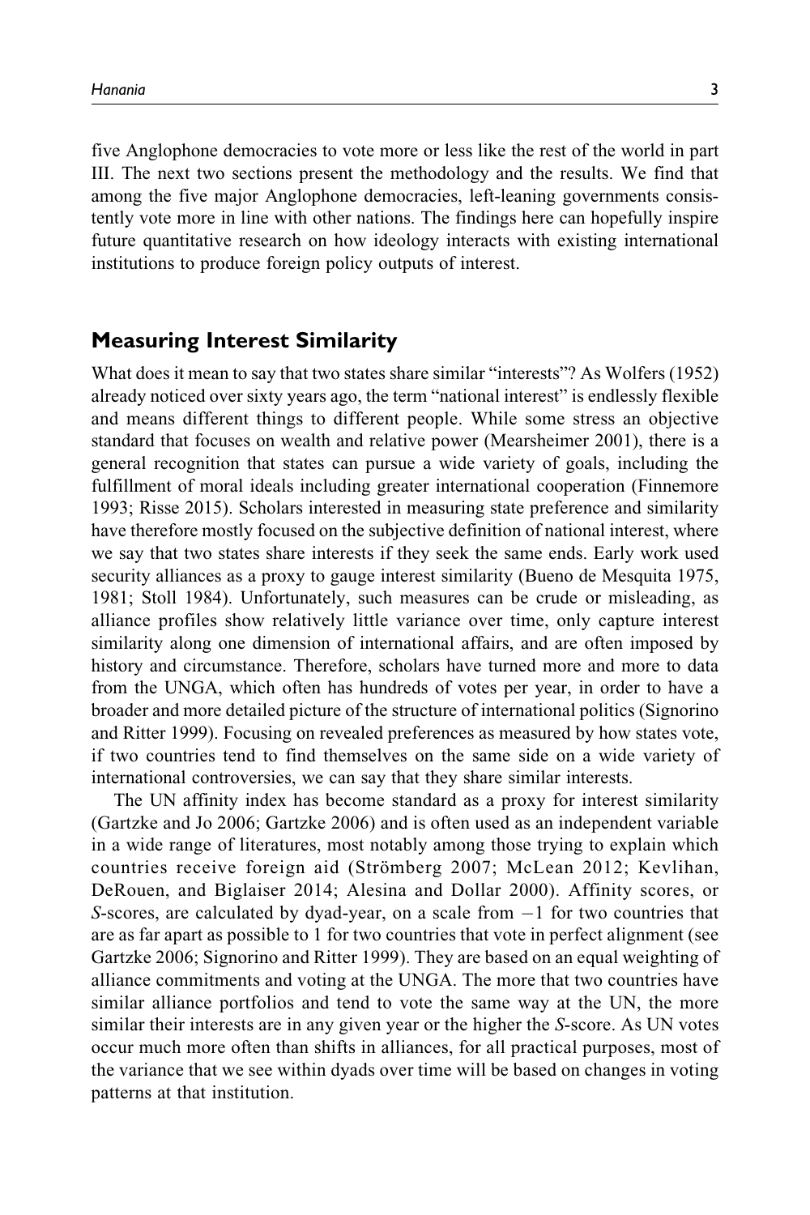five Anglophone democracies to vote more or less like the rest of the world in part III. The next two sections present the methodology and the results. We find that among the five major Anglophone democracies, left-leaning governments consistently vote more in line with other nations. The findings here can hopefully inspire future quantitative research on how ideology interacts with existing international institutions to produce foreign policy outputs of interest.

## Measuring Interest Similarity

What does it mean to say that two states share similar "interests"? As Wolfers (1952) already noticed over sixty years ago, the term "national interest" is endlessly flexible and means different things to different people. While some stress an objective standard that focuses on wealth and relative power (Mearsheimer 2001), there is a general recognition that states can pursue a wide variety of goals, including the fulfillment of moral ideals including greater international cooperation (Finnemore 1993; Risse 2015). Scholars interested in measuring state preference and similarity have therefore mostly focused on the subjective definition of national interest, where we say that two states share interests if they seek the same ends. Early work used security alliances as a proxy to gauge interest similarity (Bueno de Mesquita 1975, 1981; Stoll 1984). Unfortunately, such measures can be crude or misleading, as alliance profiles show relatively little variance over time, only capture interest similarity along one dimension of international affairs, and are often imposed by history and circumstance. Therefore, scholars have turned more and more to data from the UNGA, which often has hundreds of votes per year, in order to have a broader and more detailed picture of the structure of international politics (Signorino and Ritter 1999). Focusing on revealed preferences as measured by how states vote, if two countries tend to find themselves on the same side on a wide variety of international controversies, we can say that they share similar interests.

The UN affinity index has become standard as a proxy for interest similarity (Gartzke and Jo 2006; Gartzke 2006) and is often used as an independent variable in a wide range of literatures, most notably among those trying to explain which countries receive foreign aid (Strömberg 2007; McLean 2012; Kevlihan, DeRouen, and Biglaiser 2014; Alesina and Dollar 2000). Affinity scores, or *S*-scores, are calculated by dyad-year, on a scale from $-1$ for two countries that are as far apart as possible to 1 for two countries that vote in perfect alignment (see Gartzke 2006; Signorino and Ritter 1999). They are based on an equal weighting of alliance commitments and voting at the UNGA. The more that two countries have similar alliance portfolios and tend to vote the same way at the UN, the more similar their interests are in any given year or the higher the *S*-score. As UN votes occur much more often than shifts in alliances, for all practical purposes, most of the variance that we see within dyads over time will be based on changes in voting patterns at that institution.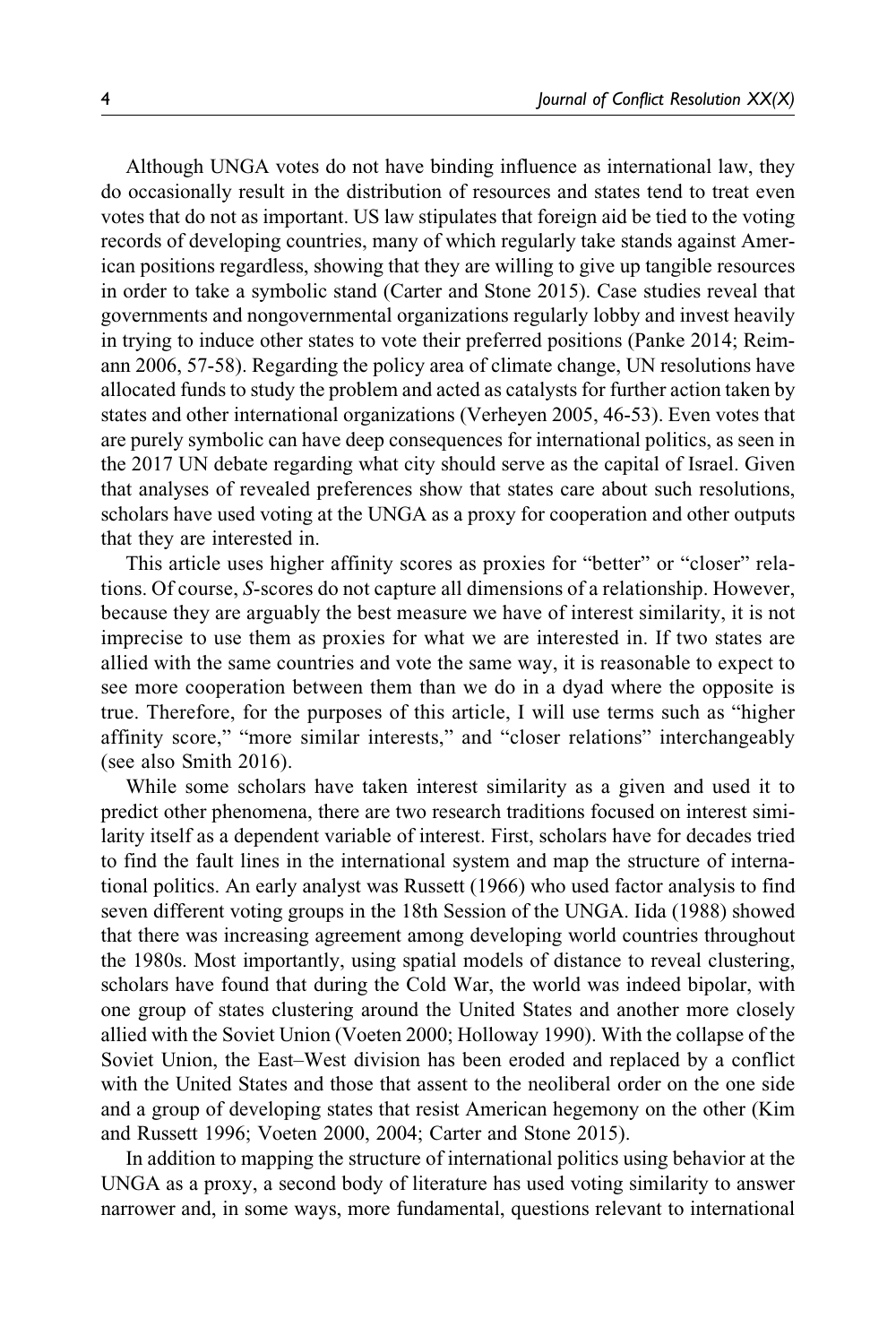Although UNGA votes do not have binding influence as international law, they do occasionally result in the distribution of resources and states tend to treat even votes that do not as important. US law stipulates that foreign aid be tied to the voting records of developing countries, many of which regularly take stands against American positions regardless, showing that they are willing to give up tangible resources in order to take a symbolic stand (Carter and Stone 2015). Case studies reveal that governments and nongovernmental organizations regularly lobby and invest heavily in trying to induce other states to vote their preferred positions (Panke 2014; Reimann 2006, 57-58). Regarding the policy area of climate change, UN resolutions have allocated funds to study the problem and acted as catalysts for further action taken by states and other international organizations (Verheyen 2005, 46-53). Even votes that are purely symbolic can have deep consequences for international politics, as seen in the 2017 UN debate regarding what city should serve as the capital of Israel. Given that analyses of revealed preferences show that states care about such resolutions, scholars have used voting at the UNGA as a proxy for cooperation and other outputs that they are interested in.

This article uses higher affinity scores as proxies for "better" or "closer" relations. Of course, *S*-scores do not capture all dimensions of a relationship. However, because they are arguably the best measure we have of interest similarity, it is not imprecise to use them as proxies for what we are interested in. If two states are allied with the same countries and vote the same way, it is reasonable to expect to see more cooperation between them than we do in a dyad where the opposite is true. Therefore, for the purposes of this article, I will use terms such as "higher affinity score," "more similar interests," and "closer relations" interchangeably (see also Smith 2016).

While some scholars have taken interest similarity as a given and used it to predict other phenomena, there are two research traditions focused on interest similarity itself as a dependent variable of interest. First, scholars have for decades tried to find the fault lines in the international system and map the structure of international politics. An early analyst was Russett (1966) who used factor analysis to find seven different voting groups in the 18th Session of the UNGA. Iida (1988) showed that there was increasing agreement among developing world countries throughout the 1980s. Most importantly, using spatial models of distance to reveal clustering, scholars have found that during the Cold War, the world was indeed bipolar, with one group of states clustering around the United States and another more closely allied with the Soviet Union (Voeten 2000; Holloway 1990). With the collapse of the Soviet Union, the East–West division has been eroded and replaced by a conflict with the United States and those that assent to the neoliberal order on the one side and a group of developing states that resist American hegemony on the other (Kim and Russett 1996; Voeten 2000, 2004; Carter and Stone 2015).

In addition to mapping the structure of international politics using behavior at the UNGA as a proxy, a second body of literature has used voting similarity to answer narrower and, in some ways, more fundamental, questions relevant to international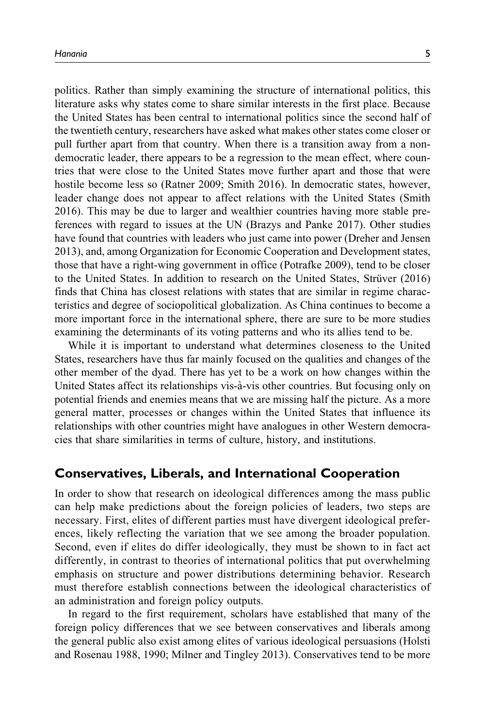politics. Rather than simply examining the structure of international politics, this literature asks why states come to share similar interests in the first place. Because the United States has been central to international politics since the second half of the twentieth century, researchers have asked what makes other states come closer or pull further apart from that country. When there is a transition away from a nondemocratic leader, there appears to be a regression to the mean effect, where countries that were close to the United States move further apart and those that were hostile become less so (Ratner 2009; Smith 2016). In democratic states, however, leader change does not appear to affect relations with the United States (Smith 2016). This may be due to larger and wealthier countries having more stable preferences with regard to issues at the UN (Brazys and Panke 2017). Other studies have found that countries with leaders who just came into power (Dreher and Jensen 2013), and, among Organization for Economic Cooperation and Development states, those that have a right-wing government in office (Potrafke 2009), tend to be closer to the United States. In addition to research on the United States, Strüver (2016) finds that China has closest relations with states that are similar in regime characteristics and degree of sociopolitical globalization. As China continues to become a more important force in the international sphere, there are sure to be more studies examining the determinants of its voting patterns and who its allies tend to be.

While it is important to understand what determines closeness to the United States, researchers have thus far mainly focused on the qualities and changes of the other member of the dyad. There has yet to be a work on how changes within the United States affect its relationships vis-à-vis other countries. But focusing only on potential friends and enemies means that we are missing half the picture. As a more general matter, processes or changes within the United States that influence its relationships with other countries might have analogues in other Western democracies that share similarities in terms of culture, history, and institutions.

## Conservatives, Liberals, and International Cooperation

In order to show that research on ideological differences among the mass public can help make predictions about the foreign policies of leaders, two steps are necessary. First, elites of different parties must have divergent ideological preferences, likely reflecting the variation that we see among the broader population. Second, even if elites do differ ideologically, they must be shown to in fact act differently, in contrast to theories of international politics that put overwhelming emphasis on structure and power distributions determining behavior. Research must therefore establish connections between the ideological characteristics of an administration and foreign policy outputs.

In regard to the first requirement, scholars have established that many of the foreign policy differences that we see between conservatives and liberals among the general public also exist among elites of various ideological persuasions (Holsti and Rosenau 1988, 1990; Milner and Tingley 2013). Conservatives tend to be more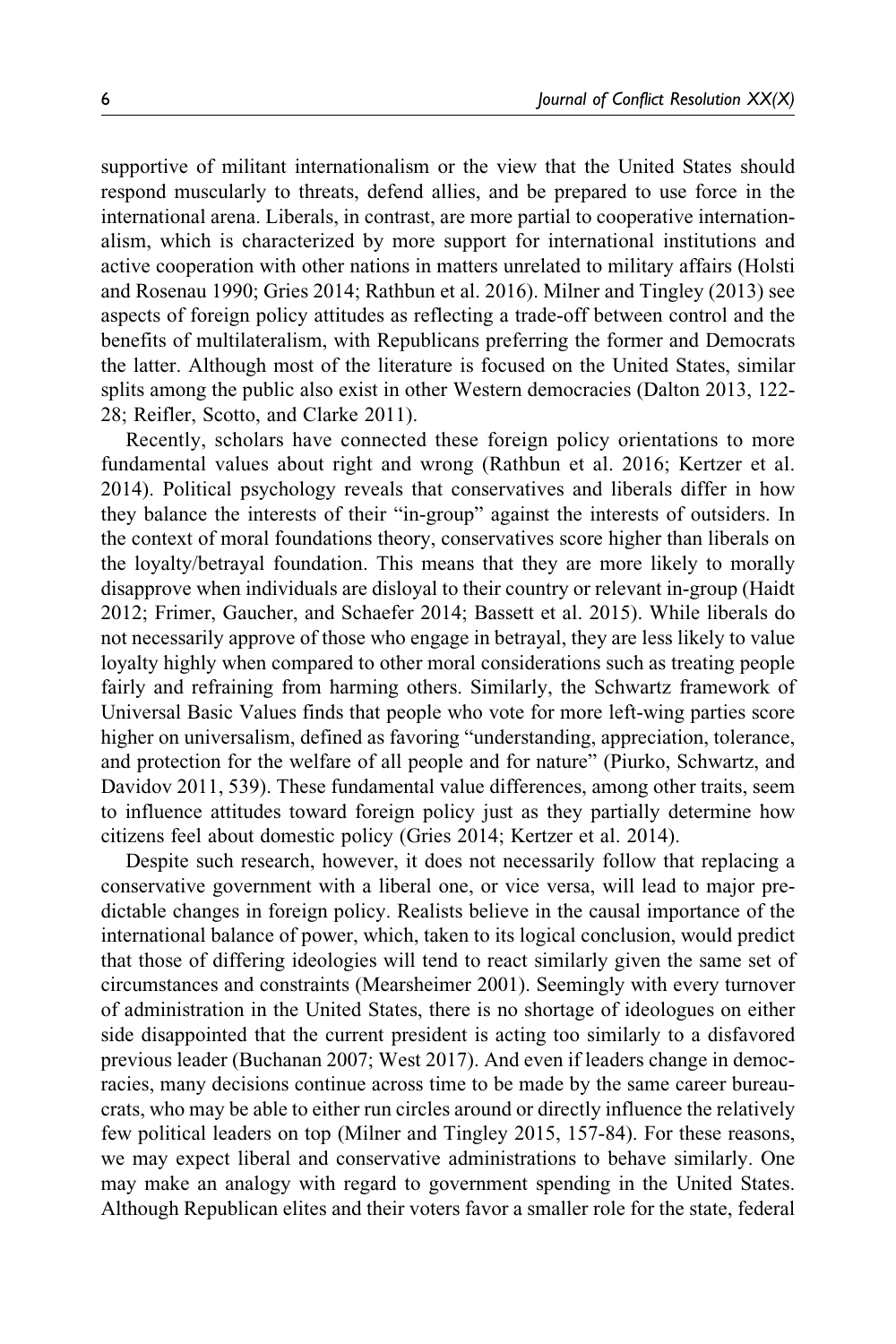supportive of militant internationalism or the view that the United States should respond muscularly to threats, defend allies, and be prepared to use force in the international arena. Liberals, in contrast, are more partial to cooperative internationalism, which is characterized by more support for international institutions and active cooperation with other nations in matters unrelated to military affairs (Holsti and Rosenau 1990; Gries 2014; Rathbun et al. 2016). Milner and Tingley (2013) see aspects of foreign policy attitudes as reflecting a trade-off between control and the benefits of multilateralism, with Republicans preferring the former and Democrats the latter. Although most of the literature is focused on the United States, similar splits among the public also exist in other Western democracies (Dalton 2013, 122-28; Reifler, Scotto, and Clarke 2011).

Recently, scholars have connected these foreign policy orientations to more fundamental values about right and wrong (Rathbun et al. 2016; Kertzer et al. 2014). Political psychology reveals that conservatives and liberals differ in how they balance the interests of their "in-group" against the interests of outsiders. In the context of moral foundations theory, conservatives score higher than liberals on the loyalty/betrayal foundation. This means that they are more likely to morally disapprove when individuals are disloyal to their country or relevant in-group (Haidt 2012; Frimer, Gaucher, and Schaefer 2014; Bassett et al. 2015). While liberals do not necessarily approve of those who engage in betrayal, they are less likely to value loyalty highly when compared to other moral considerations such as treating people fairly and refraining from harming others. Similarly, the Schwartz framework of Universal Basic Values finds that people who vote for more left-wing parties score higher on universalism, defined as favoring "understanding, appreciation, tolerance, and protection for the welfare of all people and for nature" (Piurko, Schwartz, and Davidov 2011, 539). These fundamental value differences, among other traits, seem to influence attitudes toward foreign policy just as they partially determine how citizens feel about domestic policy (Gries 2014; Kertzer et al. 2014).

Despite such research, however, it does not necessarily follow that replacing a conservative government with a liberal one, or vice versa, will lead to major predictable changes in foreign policy. Realists believe in the causal importance of the international balance of power, which, taken to its logical conclusion, would predict that those of differing ideologies will tend to react similarly given the same set of circumstances and constraints (Mearsheimer 2001). Seemingly with every turnover of administration in the United States, there is no shortage of ideologues on either side disappointed that the current president is acting too similarly to a disfavored previous leader (Buchanan 2007; West 2017). And even if leaders change in democracies, many decisions continue across time to be made by the same career bureaucrats, who may be able to either run circles around or directly influence the relatively few political leaders on top (Milner and Tingley 2015, 157-84). For these reasons, we may expect liberal and conservative administrations to behave similarly. One may make an analogy with regard to government spending in the United States. Although Republican elites and their voters favor a smaller role for the state, federal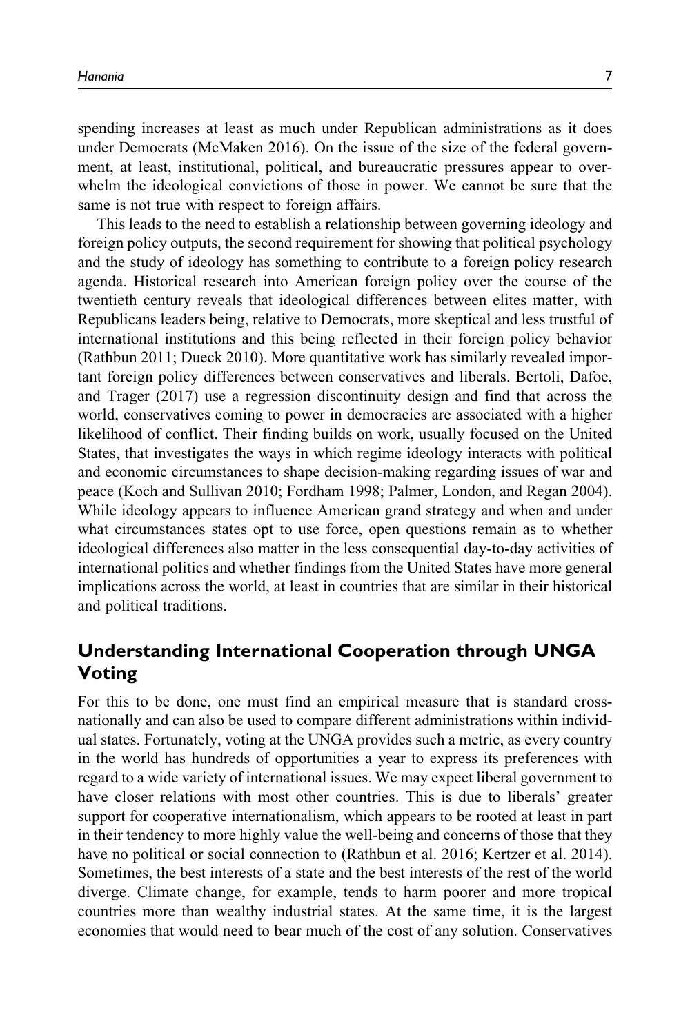spending increases at least as much under Republican administrations as it does under Democrats (McMaken 2016). On the issue of the size of the federal government, at least, institutional, political, and bureaucratic pressures appear to overwhelm the ideological convictions of those in power. We cannot be sure that the same is not true with respect to foreign affairs.

This leads to the need to establish a relationship between governing ideology and foreign policy outputs, the second requirement for showing that political psychology and the study of ideology has something to contribute to a foreign policy research agenda. Historical research into American foreign policy over the course of the twentieth century reveals that ideological differences between elites matter, with Republicans leaders being, relative to Democrats, more skeptical and less trustful of international institutions and this being reflected in their foreign policy behavior (Rathbun 2011; Dueck 2010). More quantitative work has similarly revealed important foreign policy differences between conservatives and liberals. Bertoli, Dafoe, and Trager (2017) use a regression discontinuity design and find that across the world, conservatives coming to power in democracies are associated with a higher likelihood of conflict. Their finding builds on work, usually focused on the United States, that investigates the ways in which regime ideology interacts with political and economic circumstances to shape decision-making regarding issues of war and peace (Koch and Sullivan 2010; Fordham 1998; Palmer, London, and Regan 2004). While ideology appears to influence American grand strategy and when and under what circumstances states opt to use force, open questions remain as to whether ideological differences also matter in the less consequential day-to-day activities of international politics and whether findings from the United States have more general implications across the world, at least in countries that are similar in their historical and political traditions.

## Understanding International Cooperation through UNGA Voting

For this to be done, one must find an empirical measure that is standard cross-nationally and can also be used to compare different administrations within individual states. Fortunately, voting at the UNGA provides such a metric, as every country in the world has hundreds of opportunities a year to express its preferences with regard to a wide variety of international issues. We may expect liberal government to have closer relations with most other countries. This is due to liberals' greater support for cooperative internationalism, which appears to be rooted at least in part in their tendency to more highly value the well-being and concerns of those that they have no political or social connection to (Rathbun et al. 2016; Kertzer et al. 2014). Sometimes, the best interests of a state and the best interests of the rest of the world diverge. Climate change, for example, tends to harm poorer and more tropical countries more than wealthy industrial states. At the same time, it is the largest economies that would need to bear much of the cost of any solution. Conservatives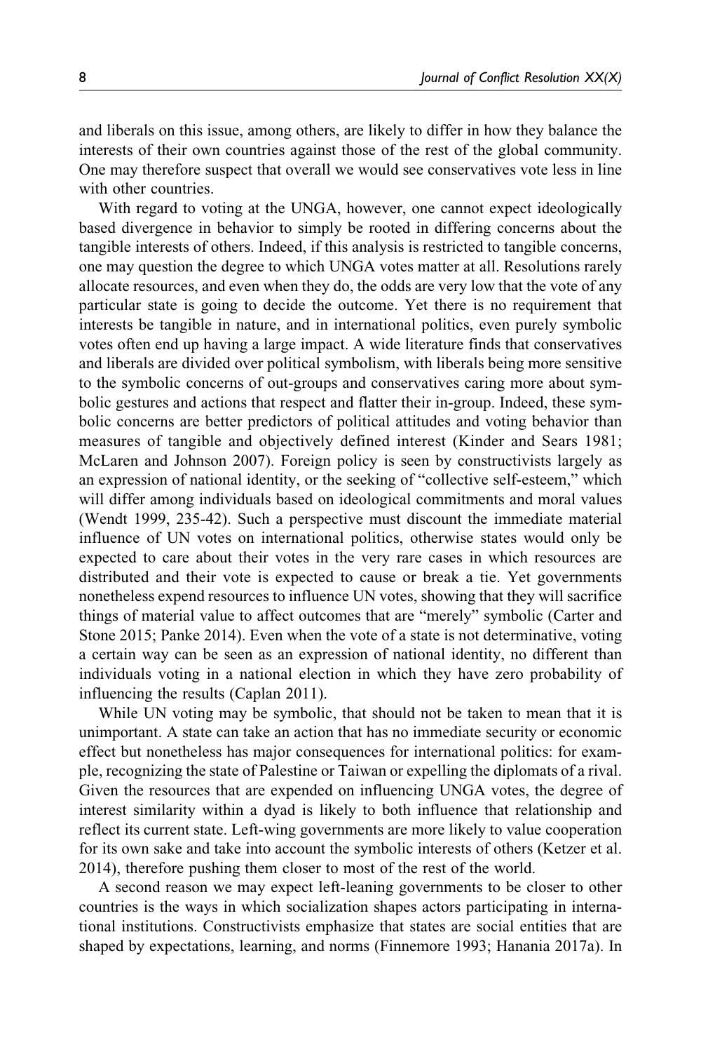and liberals on this issue, among others, are likely to differ in how they balance the interests of their own countries against those of the rest of the global community. One may therefore suspect that overall we would see conservatives vote less in line with other countries.

With regard to voting at the UNGA, however, one cannot expect ideologically based divergence in behavior to simply be rooted in differing concerns about the tangible interests of others. Indeed, if this analysis is restricted to tangible concerns, one may question the degree to which UNGA votes matter at all. Resolutions rarely allocate resources, and even when they do, the odds are very low that the vote of any particular state is going to decide the outcome. Yet there is no requirement that interests be tangible in nature, and in international politics, even purely symbolic votes often end up having a large impact. A wide literature finds that conservatives and liberals are divided over political symbolism, with liberals being more sensitive to the symbolic concerns of out-groups and conservatives caring more about symbolic gestures and actions that respect and flatter their in-group. Indeed, these symbolic concerns are better predictors of political attitudes and voting behavior than measures of tangible and objectively defined interest (Kinder and Sears 1981; McLaren and Johnson 2007). Foreign policy is seen by constructivists largely as an expression of national identity, or the seeking of "collective self-esteem," which will differ among individuals based on ideological commitments and moral values (Wendt 1999, 235-42). Such a perspective must discount the immediate material influence of UN votes on international politics, otherwise states would only be expected to care about their votes in the very rare cases in which resources are distributed and their vote is expected to cause or break a tie. Yet governments nonetheless expend resources to influence UN votes, showing that they will sacrifice things of material value to affect outcomes that are "merely" symbolic (Carter and Stone 2015; Panke 2014). Even when the vote of a state is not determinative, voting a certain way can be seen as an expression of national identity, no different than individuals voting in a national election in which they have zero probability of influencing the results (Caplan 2011).

While UN voting may be symbolic, that should not be taken to mean that it is unimportant. A state can take an action that has no immediate security or economic effect but nonetheless has major consequences for international politics: for example, recognizing the state of Palestine or Taiwan or expelling the diplomats of a rival. Given the resources that are expended on influencing UNGA votes, the degree of interest similarity within a dyad is likely to both influence that relationship and reflect its current state. Left-wing governments are more likely to value cooperation for its own sake and take into account the symbolic interests of others (Ketzer et al. 2014), therefore pushing them closer to most of the rest of the world.

A second reason we may expect left-leaning governments to be closer to other countries is the ways in which socialization shapes actors participating in international institutions. Constructivists emphasize that states are social entities that are shaped by expectations, learning, and norms (Finnemore 1993; Hanania 2017a). In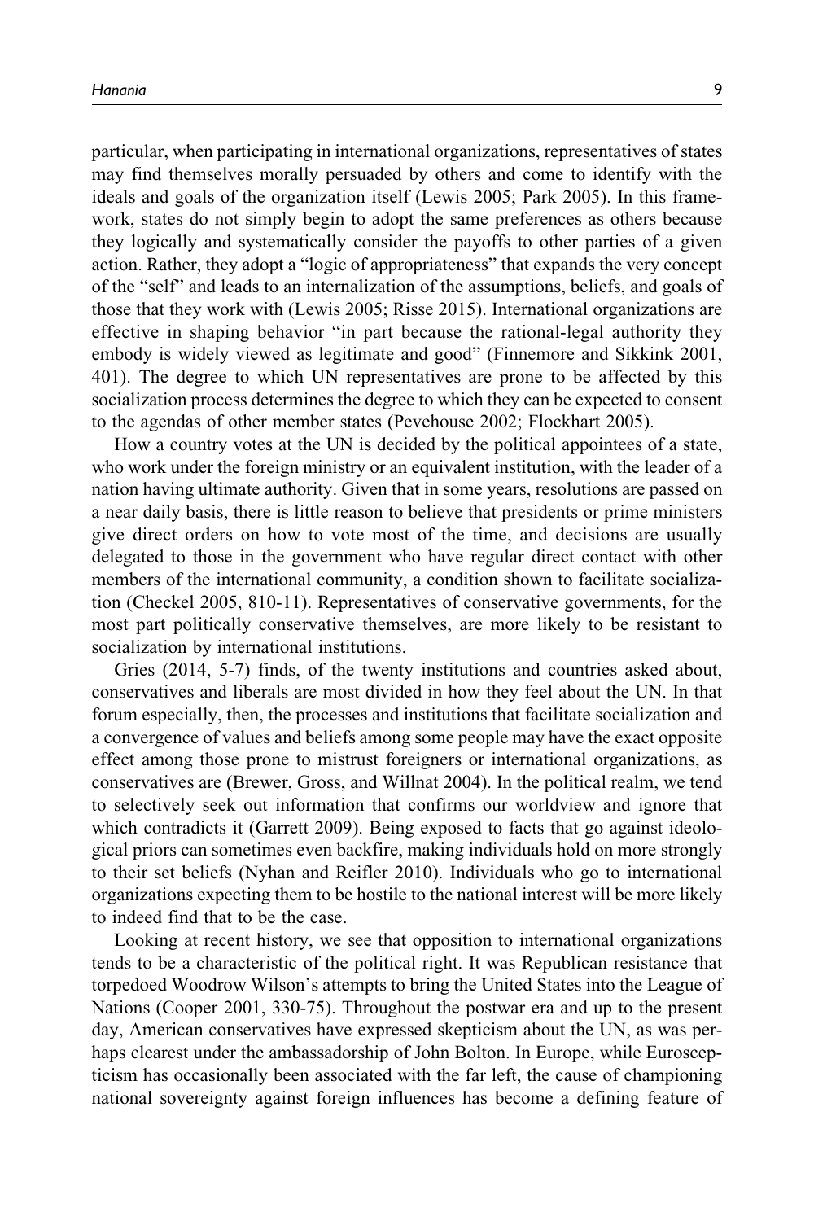particular, when participating in international organizations, representatives of states may find themselves morally persuaded by others and come to identify with the ideals and goals of the organization itself (Lewis 2005; Park 2005). In this framework, states do not simply begin to adopt the same preferences as others because they logically and systematically consider the payoffs to other parties of a given action. Rather, they adopt a "logic of appropriateness" that expands the very concept of the "self" and leads to an internalization of the assumptions, beliefs, and goals of those that they work with (Lewis 2005; Risse 2015). International organizations are effective in shaping behavior "in part because the rational-legal authority they embody is widely viewed as legitimate and good" (Finnemore and Sikkink 2001, 401). The degree to which UN representatives are prone to be affected by this socialization process determines the degree to which they can be expected to consent to the agendas of other member states (Pevehouse 2002; Flockhart 2005).

How a country votes at the UN is decided by the political appointees of a state, who work under the foreign ministry or an equivalent institution, with the leader of a nation having ultimate authority. Given that in some years, resolutions are passed on a near daily basis, there is little reason to believe that presidents or prime ministers give direct orders on how to vote most of the time, and decisions are usually delegated to those in the government who have regular direct contact with other members of the international community, a condition shown to facilitate socialization (Checkel 2005, 810-11). Representatives of conservative governments, for the most part politically conservative themselves, are more likely to be resistant to socialization by international institutions.

Gries (2014, 5-7) finds, of the twenty institutions and countries asked about, conservatives and liberals are most divided in how they feel about the UN. In that forum especially, then, the processes and institutions that facilitate socialization and a convergence of values and beliefs among some people may have the exact opposite effect among those prone to mistrust foreigners or international organizations, as conservatives are (Brewer, Gross, and Willnat 2004). In the political realm, we tend to selectively seek out information that confirms our worldview and ignore that which contradicts it (Garrett 2009). Being exposed to facts that go against ideological priors can sometimes even backfire, making individuals hold on more strongly to their set beliefs (Nyhan and Reifler 2010). Individuals who go to international organizations expecting them to be hostile to the national interest will be more likely to indeed find that to be the case.

Looking at recent history, we see that opposition to international organizations tends to be a characteristic of the political right. It was Republican resistance that torpedoed Woodrow Wilson's attempts to bring the United States into the League of Nations (Cooper 2001, 330-75). Throughout the postwar era and up to the present day, American conservatives have expressed skepticism about the UN, as was perhaps clearest under the ambassadorship of John Bolton. In Europe, while Euroscepticism has occasionally been associated with the far left, the cause of championing national sovereignty against foreign influences has become a defining feature of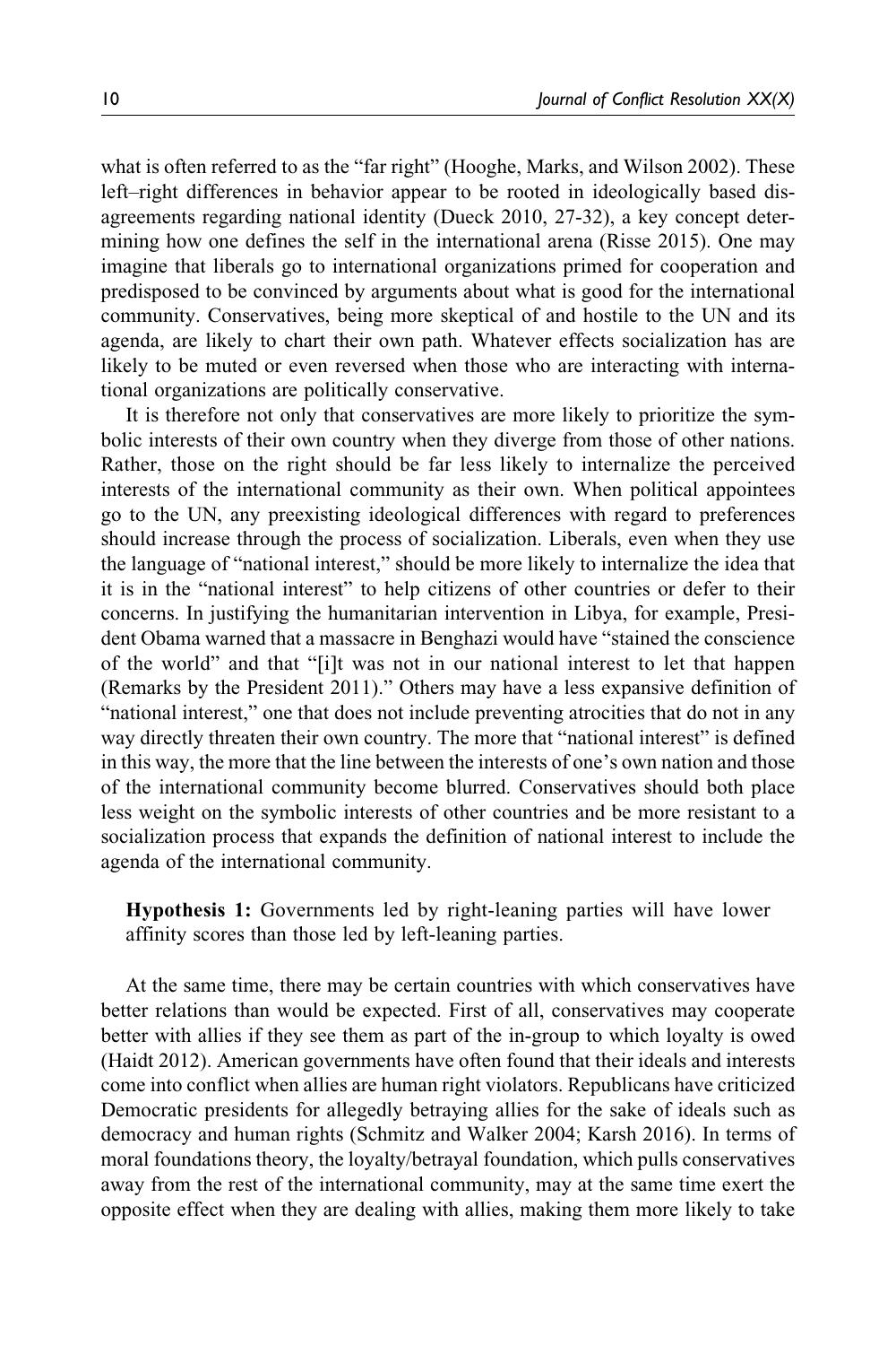what is often referred to as the "far right" (Hooghe, Marks, and Wilson 2002). These left–right differences in behavior appear to be rooted in ideologically based disagreements regarding national identity (Dueck 2010, 27-32), a key concept determining how one defines the self in the international arena (Risse 2015). One may imagine that liberals go to international organizations primed for cooperation and predisposed to be convinced by arguments about what is good for the international community. Conservatives, being more skeptical of and hostile to the UN and its agenda, are likely to chart their own path. Whatever effects socialization has are likely to be muted or even reversed when those who are interacting with international organizations are politically conservative.

It is therefore not only that conservatives are more likely to prioritize the symbolic interests of their own country when they diverge from those of other nations. Rather, those on the right should be far less likely to internalize the perceived interests of the international community as their own. When political appointees go to the UN, any preexisting ideological differences with regard to preferences should increase through the process of socialization. Liberals, even when they use the language of "national interest," should be more likely to internalize the idea that it is in the "national interest" to help citizens of other countries or defer to their concerns. In justifying the humanitarian intervention in Libya, for example, President Obama warned that a massacre in Benghazi would have "stained the conscience of the world" and that "[i]t was not in our national interest to let that happen (Remarks by the President 2011)." Others may have a less expansive definition of "national interest," one that does not include preventing atrocities that do not in any way directly threaten their own country. The more that "national interest" is defined in this way, the more that the line between the interests of one's own nation and those of the international community become blurred. Conservatives should both place less weight on the symbolic interests of other countries and be more resistant to a socialization process that expands the definition of national interest to include the agenda of the international community.

> **Hypothesis 1:** Governments led by right-leaning parties will have lower affinity scores than those led by left-leaning parties.

At the same time, there may be certain countries with which conservatives have better relations than would be expected. First of all, conservatives may cooperate better with allies if they see them as part of the in-group to which loyalty is owed (Haidt 2012). American governments have often found that their ideals and interests come into conflict when allies are human right violators. Republicans have criticized Democratic presidents for allegedly betraying allies for the sake of ideals such as democracy and human rights (Schmitz and Walker 2004; Karsh 2016). In terms of moral foundations theory, the loyalty/betrayal foundation, which pulls conservatives away from the rest of the international community, may at the same time exert the opposite effect when they are dealing with allies, making them more likely to take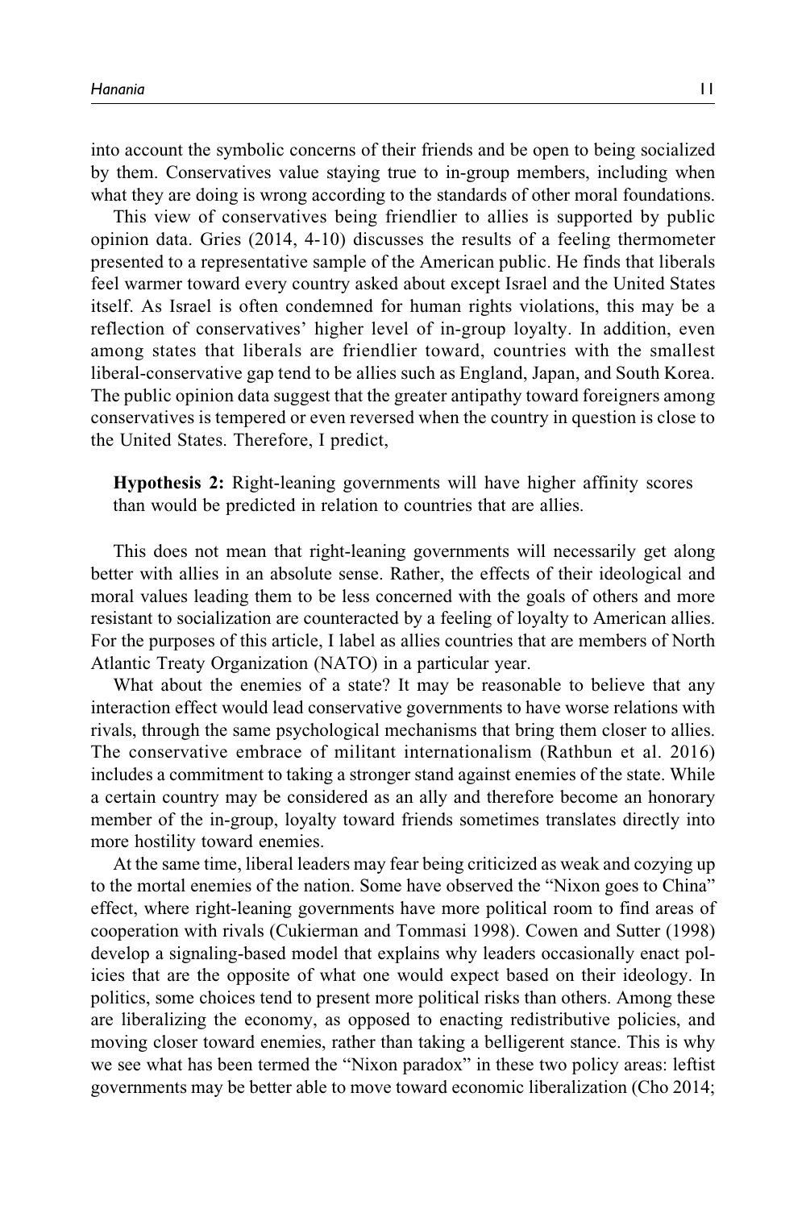into account the symbolic concerns of their friends and be open to being socialized by them. Conservatives value staying true to in-group members, including when what they are doing is wrong according to the standards of other moral foundations.

This view of conservatives being friendlier to allies is supported by public opinion data. Gries (2014, 4-10) discusses the results of a feeling thermometer presented to a representative sample of the American public. He finds that liberals feel warmer toward every country asked about except Israel and the United States itself. As Israel is often condemned for human rights violations, this may be a reflection of conservatives' higher level of in-group loyalty. In addition, even among states that liberals are friendlier toward, countries with the smallest liberal-conservative gap tend to be allies such as England, Japan, and South Korea. The public opinion data suggest that the greater antipathy toward foreigners among conservatives is tempered or even reversed when the country in question is close to the United States. Therefore, I predict,

> **Hypothesis 2:** Right-leaning governments will have higher affinity scores than would be predicted in relation to countries that are allies.

This does not mean that right-leaning governments will necessarily get along better with allies in an absolute sense. Rather, the effects of their ideological and moral values leading them to be less concerned with the goals of others and more resistant to socialization are counteracted by a feeling of loyalty to American allies. For the purposes of this article, I label as allies countries that are members of North Atlantic Treaty Organization (NATO) in a particular year.

What about the enemies of a state? It may be reasonable to believe that any interaction effect would lead conservative governments to have worse relations with rivals, through the same psychological mechanisms that bring them closer to allies. The conservative embrace of militant internationalism (Rathbun et al. 2016) includes a commitment to taking a stronger stand against enemies of the state. While a certain country may be considered as an ally and therefore become an honorary member of the in-group, loyalty toward friends sometimes translates directly into more hostility toward enemies.

At the same time, liberal leaders may fear being criticized as weak and cozying up to the mortal enemies of the nation. Some have observed the "Nixon goes to China" effect, where right-leaning governments have more political room to find areas of cooperation with rivals (Cukierman and Tommasi 1998). Cowen and Sutter (1998) develop a signaling-based model that explains why leaders occasionally enact policies that are the opposite of what one would expect based on their ideology. In politics, some choices tend to present more political risks than others. Among these are liberalizing the economy, as opposed to enacting redistributive policies, and moving closer toward enemies, rather than taking a belligerent stance. This is why we see what has been termed the "Nixon paradox" in these two policy areas: leftist governments may be better able to move toward economic liberalization (Cho 2014;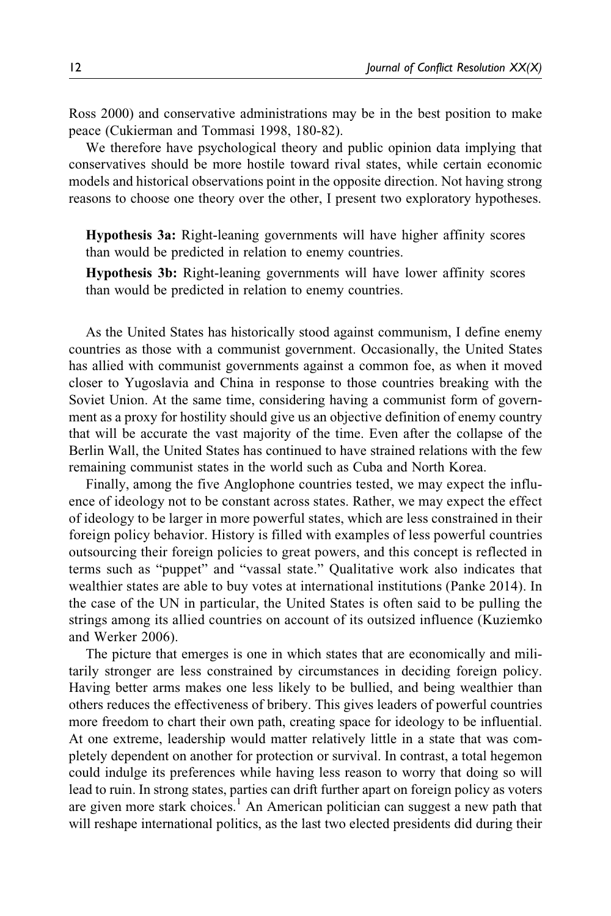Ross 2000) and conservative administrations may be in the best position to make peace (Cukierman and Tommasi 1998, 180-82).

We therefore have psychological theory and public opinion data implying that conservatives should be more hostile toward rival states, while certain economic models and historical observations point in the opposite direction. Not having strong reasons to choose one theory over the other, I present two exploratory hypotheses.

> **Hypothesis 3a:** Right-leaning governments will have higher affinity scores than would be predicted in relation to enemy countries.
>
> **Hypothesis 3b:** Right-leaning governments will have lower affinity scores than would be predicted in relation to enemy countries.

As the United States has historically stood against communism, I define enemy countries as those with a communist government. Occasionally, the United States has allied with communist governments against a common foe, as when it moved closer to Yugoslavia and China in response to those countries breaking with the Soviet Union. At the same time, considering having a communist form of government as a proxy for hostility should give us an objective definition of enemy country that will be accurate the vast majority of the time. Even after the collapse of the Berlin Wall, the United States has continued to have strained relations with the few remaining communist states in the world such as Cuba and North Korea.

Finally, among the five Anglophone countries tested, we may expect the influence of ideology not to be constant across states. Rather, we may expect the effect of ideology to be larger in more powerful states, which are less constrained in their foreign policy behavior. History is filled with examples of less powerful countries outsourcing their foreign policies to great powers, and this concept is reflected in terms such as "puppet" and "vassal state." Qualitative work also indicates that wealthier states are able to buy votes at international institutions (Panke 2014). In the case of the UN in particular, the United States is often said to be pulling the strings among its allied countries on account of its outsized influence (Kuziemko and Werker 2006).

The picture that emerges is one in which states that are economically and militarily stronger are less constrained by circumstances in deciding foreign policy. Having better arms makes one less likely to be bullied, and being wealthier than others reduces the effectiveness of bribery. This gives leaders of powerful countries more freedom to chart their own path, creating space for ideology to be influential. At one extreme, leadership would matter relatively little in a state that was completely dependent on another for protection or survival. In contrast, a total hegemon could indulge its preferences while having less reason to worry that doing so will lead to ruin. In strong states, parties can drift further apart on foreign policy as voters are given more stark choices.[1] An American politician can suggest a new path that will reshape international politics, as the last two elected presidents did during their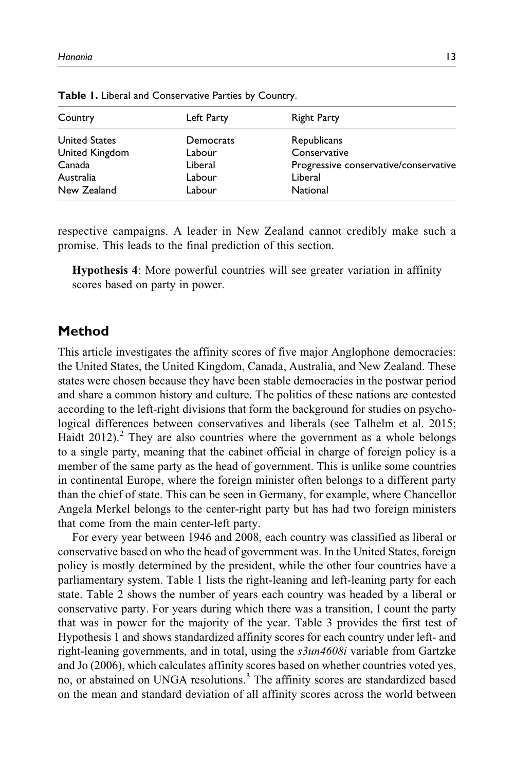**Table 1.** Liberal and Conservative Parties by Country.

| Country | Left Party | Right Party |
| --- | --- | --- |
| United States | Democrats | Republicans |
| United Kingdom | Labour | Conservative |
| Canada | Liberal | Progressive conservative/conservative |
| Australia | Labour | Liberal |
| New Zealand | Labour | National |

respective campaigns. A leader in New Zealand cannot credibly make such a promise. This leads to the final prediction of this section.

> **Hypothesis 4**: More powerful countries will see greater variation in affinity scores based on party in power.

## Method

This article investigates the affinity scores of five major Anglophone democracies: the United States, the United Kingdom, Canada, Australia, and New Zealand. These states were chosen because they have been stable democracies in the postwar period and share a common history and culture. The politics of these nations are contested according to the left-right divisions that form the background for studies on psychological differences between conservatives and liberals (see Talhelm et al. 2015; Haidt 2012).[2] They are also countries where the government as a whole belongs to a single party, meaning that the cabinet official in charge of foreign policy is a member of the same party as the head of government. This is unlike some countries in continental Europe, where the foreign minister often belongs to a different party than the chief of state. This can be seen in Germany, for example, where Chancellor Angela Merkel belongs to the center-right party but has had two foreign ministers that come from the main center-left party.

For every year between 1946 and 2008, each country was classified as liberal or conservative based on who the head of government was. In the United States, foreign policy is mostly determined by the president, while the other four countries have a parliamentary system. Table 1 lists the right-leaning and left-leaning party for each state. Table 2 shows the number of years each country was headed by a liberal or conservative party. For years during which there was a transition, I count the party that was in power for the majority of the year. Table 3 provides the first test of Hypothesis 1 and shows standardized affinity scores for each country under left- and right-leaning governments, and in total, using the *s3un4608i* variable from Gartzke and Jo (2006), which calculates affinity scores based on whether countries voted yes, no, or abstained on UNGA resolutions.[3] The affinity scores are standardized based on the mean and standard deviation of all affinity scores across the world between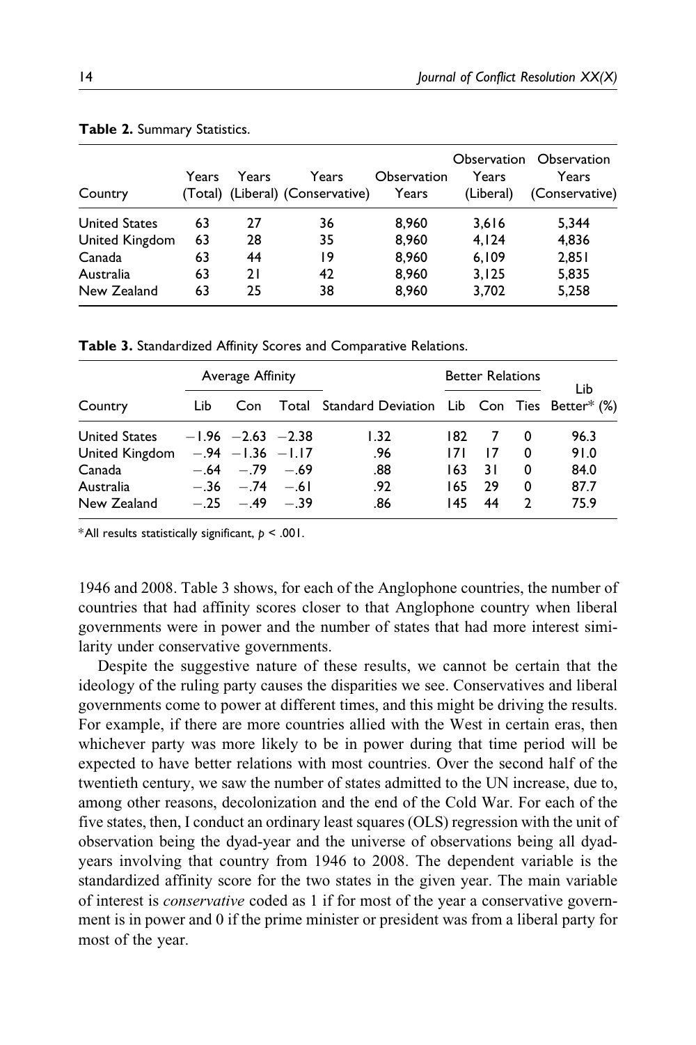**Table 2.** Summary Statistics.

| Country | Years (Total) | Years (Liberal) | Years (Conservative) | Observation Years | Observation Years (Liberal) | Observation Years (Conservative) |
|---|---|---|---|---|---|---|
| United States | 63 | 27 | 36 | 8,960 | 3,616 | 5,344 |
| United Kingdom | 63 | 28 | 35 | 8,960 | 4,124 | 4,836 |
| Canada | 63 | 44 | 19 | 8,960 | 6,109 | 2,851 |
| Australia | 63 | 21 | 42 | 8,960 | 3,125 | 5,835 |
| New Zealand | 63 | 25 | 38 | 8,960 | 3,702 | 5,258 |

**Table 3.** Standardized Affinity Scores and Comparative Relations.

| | Average Affinity | | | | Better Relations | | | |
|---|---|---|---|---|---|---|---|---|
| Country | Lib | Con | Total | Standard Deviation | Lib | Con | Ties | Lib Better* (%) |
| United States | −1.96 | −2.63 | −2.38 | 1.32 | 182 | 7 | 0 | 96.3 |
| United Kingdom | −.94 | −1.36 | −1.17 | .96 | 171 | 17 | 0 | 91.0 |
| Canada | −.64 | −.79 | −.69 | .88 | 163 | 31 | 0 | 84.0 |
| Australia | −.36 | −.74 | −.61 | .92 | 165 | 29 | 0 | 87.7 |
| New Zealand | −.25 | −.49 | −.39 | .86 | 145 | 44 | 2 | 75.9 |

*All results statistically significant, $p < .001$.

1946 and 2008. Table 3 shows, for each of the Anglophone countries, the number of countries that had affinity scores closer to that Anglophone country when liberal governments were in power and the number of states that had more interest similarity under conservative governments.

Despite the suggestive nature of these results, we cannot be certain that the ideology of the ruling party causes the disparities we see. Conservatives and liberal governments come to power at different times, and this might be driving the results. For example, if there are more countries allied with the West in certain eras, then whichever party was more likely to be in power during that time period will be expected to have better relations with most countries. Over the second half of the twentieth century, we saw the number of states admitted to the UN increase, due to, among other reasons, decolonization and the end of the Cold War. For each of the five states, then, I conduct an ordinary least squares (OLS) regression with the unit of observation being the dyad-year and the universe of observations being all dyad-years involving that country from 1946 to 2008. The dependent variable is the standardized affinity score for the two states in the given year. The main variable of interest is *conservative* coded as 1 if for most of the year a conservative government is in power and 0 if the prime minister or president was from a liberal party for most of the year.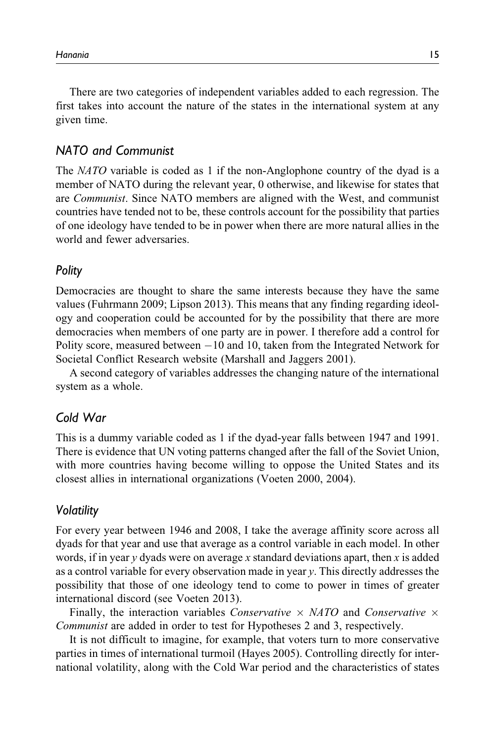There are two categories of independent variables added to each regression. The first takes into account the nature of the states in the international system at any given time.

## NATO and Communist

The *NATO* variable is coded as 1 if the non-Anglophone country of the dyad is a member of NATO during the relevant year, 0 otherwise, and likewise for states that are *Communist*. Since NATO members are aligned with the West, and communist countries have tended not to be, these controls account for the possibility that parties of one ideology have tended to be in power when there are more natural allies in the world and fewer adversaries.

## Polity

Democracies are thought to share the same interests because they have the same values (Fuhrmann 2009; Lipson 2013). This means that any finding regarding ideology and cooperation could be accounted for by the possibility that there are more democracies when members of one party are in power. I therefore add a control for Polity score, measured between $-10$ and 10, taken from the Integrated Network for Societal Conflict Research website (Marshall and Jaggers 2001).

A second category of variables addresses the changing nature of the international system as a whole.

## Cold War

This is a dummy variable coded as 1 if the dyad-year falls between 1947 and 1991. There is evidence that UN voting patterns changed after the fall of the Soviet Union, with more countries having become willing to oppose the United States and its closest allies in international organizations (Voeten 2000, 2004).

## Volatility

For every year between 1946 and 2008, I take the average affinity score across all dyads for that year and use that average as a control variable in each model. In other words, if in year $y$ dyads were on average $x$ standard deviations apart, then $x$ is added as a control variable for every observation made in year $y$. This directly addresses the possibility that those of one ideology tend to come to power in times of greater international discord (see Voeten 2013).

Finally, the interaction variables *Conservative* $\times$ *NATO* and *Conservative* $\times$ *Communist* are added in order to test for Hypotheses 2 and 3, respectively.

It is not difficult to imagine, for example, that voters turn to more conservative parties in times of international turmoil (Hayes 2005). Controlling directly for international volatility, along with the Cold War period and the characteristics of states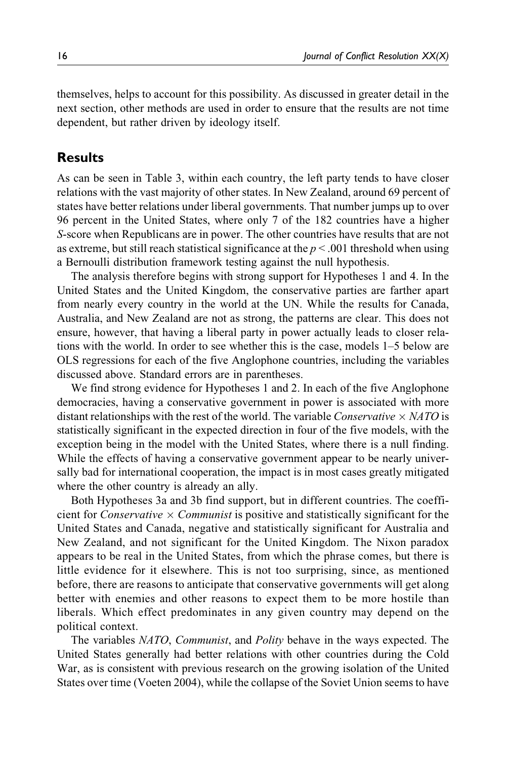themselves, helps to account for this possibility. As discussed in greater detail in the next section, other methods are used in order to ensure that the results are not time dependent, but rather driven by ideology itself.

## Results

As can be seen in Table 3, within each country, the left party tends to have closer relations with the vast majority of other states. In New Zealand, around 69 percent of states have better relations under liberal governments. That number jumps up to over 96 percent in the United States, where only 7 of the 182 countries have a higher *S*-score when Republicans are in power. The other countries have results that are not as extreme, but still reach statistical significance at the $p < .001$ threshold when using a Bernoulli distribution framework testing against the null hypothesis.

The analysis therefore begins with strong support for Hypotheses 1 and 4. In the United States and the United Kingdom, the conservative parties are farther apart from nearly every country in the world at the UN. While the results for Canada, Australia, and New Zealand are not as strong, the patterns are clear. This does not ensure, however, that having a liberal party in power actually leads to closer relations with the world. In order to see whether this is the case, models 1–5 below are OLS regressions for each of the five Anglophone countries, including the variables discussed above. Standard errors are in parentheses.

We find strong evidence for Hypotheses 1 and 2. In each of the five Anglophone democracies, having a conservative government in power is associated with more distant relationships with the rest of the world. The variable *Conservative* × *NATO* is statistically significant in the expected direction in four of the five models, with the exception being in the model with the United States, where there is a null finding. While the effects of having a conservative government appear to be nearly universally bad for international cooperation, the impact is in most cases greatly mitigated where the other country is already an ally.

Both Hypotheses 3a and 3b find support, but in different countries. The coefficient for *Conservative* × *Communist* is positive and statistically significant for the United States and Canada, negative and statistically significant for Australia and New Zealand, and not significant for the United Kingdom. The Nixon paradox appears to be real in the United States, from which the phrase comes, but there is little evidence for it elsewhere. This is not too surprising, since, as mentioned before, there are reasons to anticipate that conservative governments will get along better with enemies and other reasons to expect them to be more hostile than liberals. Which effect predominates in any given country may depend on the political context.

The variables *NATO*, *Communist*, and *Polity* behave in the ways expected. The United States generally had better relations with other countries during the Cold War, as is consistent with previous research on the growing isolation of the United States over time (Voeten 2004), while the collapse of the Soviet Union seems to have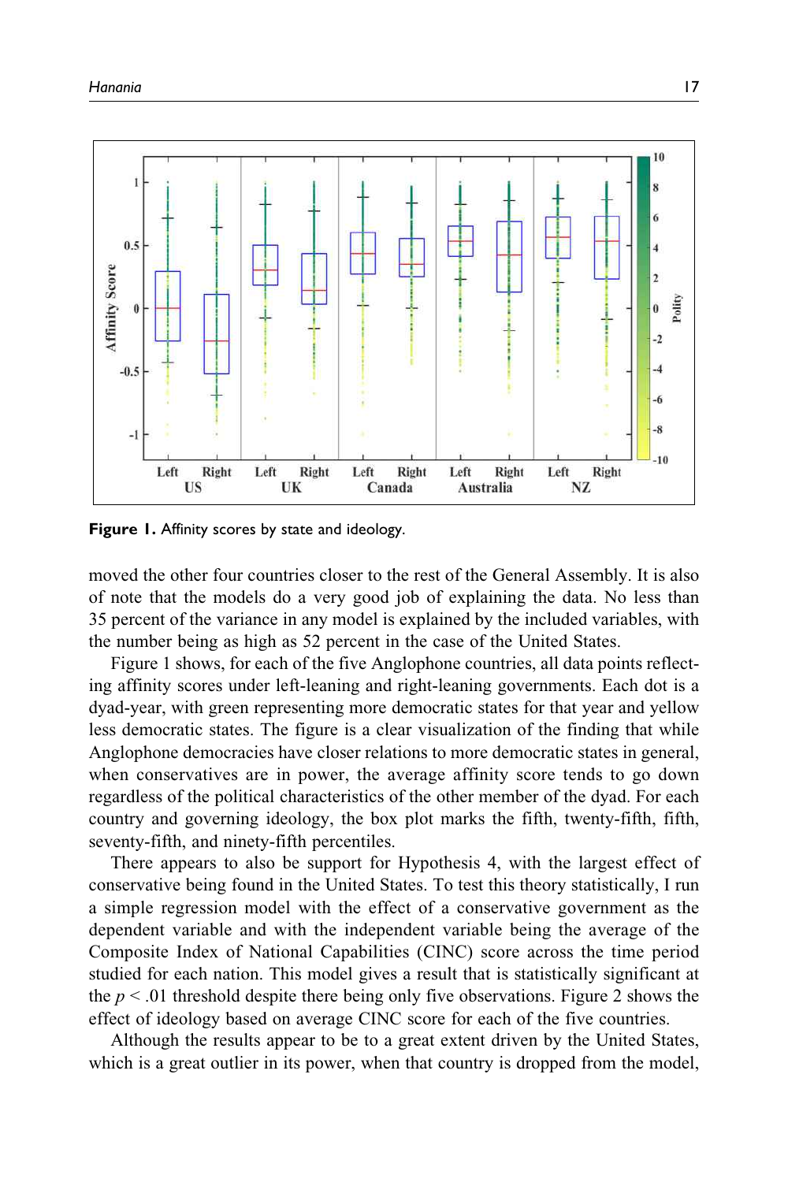Figure 1. Affinity scores by state and ideology.

moved the other four countries closer to the rest of the General Assembly. It is also of note that the models do a very good job of explaining the data. No less than 35 percent of the variance in any model is explained by the included variables, with the number being as high as 52 percent in the case of the United States.

Figure 1 shows, for each of the five Anglophone countries, all data points reflecting affinity scores under left-leaning and right-leaning governments. Each dot is a dyad-year, with green representing more democratic states for that year and yellow less democratic states. The figure is a clear visualization of the finding that while Anglophone democracies have closer relations to more democratic states in general, when conservatives are in power, the average affinity score tends to go down regardless of the political characteristics of the other member of the dyad. For each country and governing ideology, the box plot marks the fifth, twenty-fifth, fifth, seventy-fifth, and ninety-fifth percentiles.

There appears to also be support for Hypothesis 4, with the largest effect of conservative being found in the United States. To test this theory statistically, I run a simple regression model with the effect of a conservative government as the dependent variable and with the independent variable being the average of the Composite Index of National Capabilities (CINC) score across the time period studied for each nation. This model gives a result that is statistically significant at the $p < .01$ threshold despite there being only five observations. Figure 2 shows the effect of ideology based on average CINC score for each of the five countries.

Although the results appear to be to a great extent driven by the United States, which is a great outlier in its power, when that country is dropped from the model,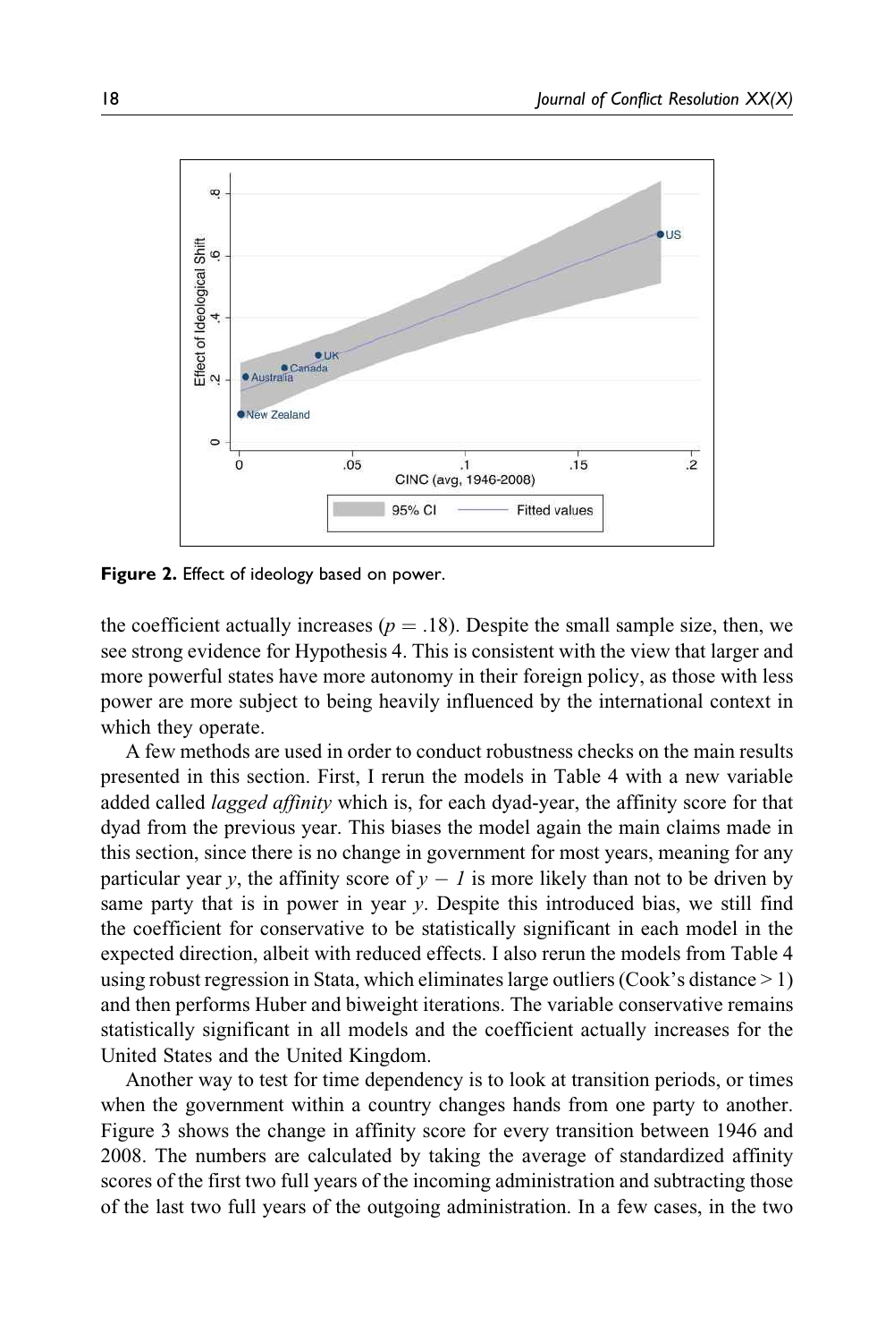**Figure 2.** Effect of ideology based on power.

the coefficient actually increases ($p = .18$). Despite the small sample size, then, we see strong evidence for Hypothesis 4. This is consistent with the view that larger and more powerful states have more autonomy in their foreign policy, as those with less power are more subject to being heavily influenced by the international context in which they operate.

A few methods are used in order to conduct robustness checks on the main results presented in this section. First, I rerun the models in Table 4 with a new variable added called *lagged affinity* which is, for each dyad-year, the affinity score for that dyad from the previous year. This biases the model again the main claims made in this section, since there is no change in government for most years, meaning for any particular year $y$, the affinity score of $y - 1$ is more likely than not to be driven by same party that is in power in year $y$. Despite this introduced bias, we still find the coefficient for conservative to be statistically significant in each model in the expected direction, albeit with reduced effects. I also rerun the models from Table 4 using robust regression in Stata, which eliminates large outliers (Cook's distance > 1) and then performs Huber and biweight iterations. The variable conservative remains statistically significant in all models and the coefficient actually increases for the United States and the United Kingdom.

Another way to test for time dependency is to look at transition periods, or times when the government within a country changes hands from one party to another. Figure 3 shows the change in affinity score for every transition between 1946 and 2008. The numbers are calculated by taking the average of standardized affinity scores of the first two full years of the incoming administration and subtracting those of the last two full years of the outgoing administration. In a few cases, in the two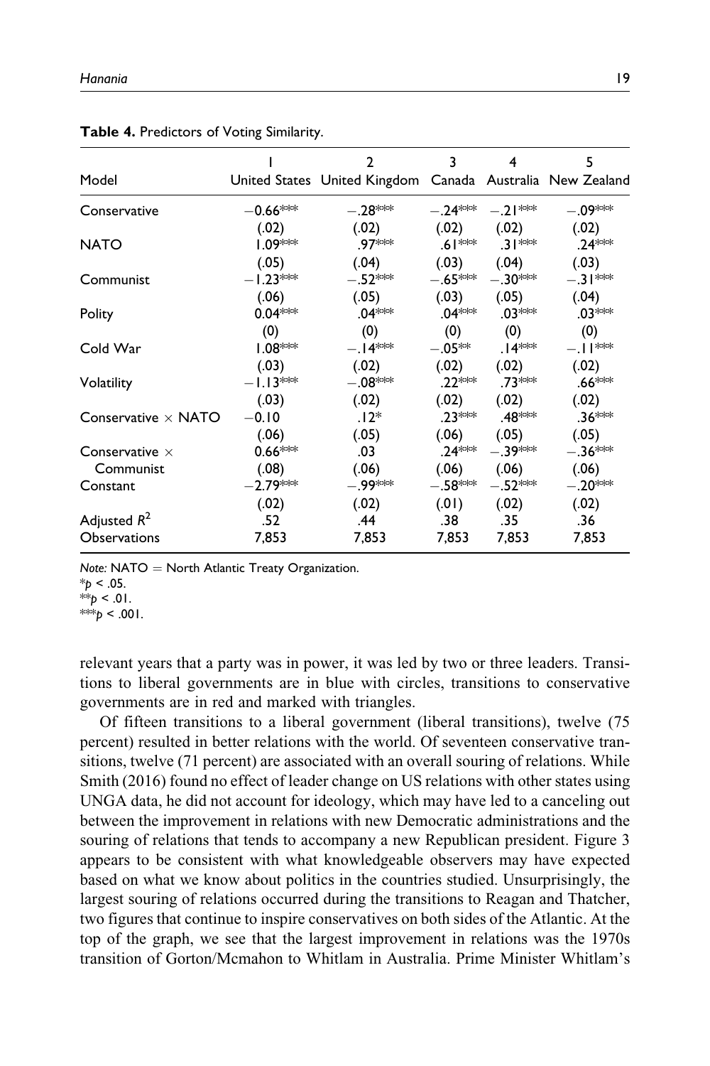**Table 4.** Predictors of Voting Similarity.

| Model | 1 United States | 2 United Kingdom | 3 Canada | 4 Australia | 5 New Zealand |
|---|---|---|---|---|---|
| Conservative | −0.66*** | −.28*** | −.24*** | −.21*** | −.09*** |
| | (.02) | (.02) | (.02) | (.02) | (.02) |
| NATO | 1.09*** | .97*** | .61*** | .31*** | .24*** |
| | (.05) | (.04) | (.03) | (.04) | (.03) |
| Communist | −1.23*** | −.52*** | −.65*** | −.30*** | −.31*** |
| | (.06) | (.05) | (.03) | (.05) | (.04) |
| Polity | 0.04*** | .04*** | .04*** | .03*** | .03*** |
| | (0) | (0) | (0) | (0) | (0) |
| Cold War | 1.08*** | −.14*** | −.05** | .14*** | −.11*** |
| | (.03) | (.02) | (.02) | (.02) | (.02) |
| Volatility | −1.13*** | −.08*** | .22*** | .73*** | .66*** |
| | (.03) | (.02) | (.02) | (.02) | (.02) |
| Conservative × NATO | −0.10 | .12* | .23*** | .48*** | .36*** |
| | (.06) | (.05) | (.06) | (.05) | (.05) |
| Conservative × Communist | 0.66*** | .03 | .24*** | −.39*** | −.36*** |
| | (.08) | (.06) | (.06) | (.06) | (.06) |
| Constant | −2.79*** | −.99*** | −.58*** | −.52*** | −.20*** |
| | (.02) | (.02) | (.01) | (.02) | (.02) |
| Adjusted $R^2$ | .52 | .44 | .38 | .35 | .36 |
| Observations | 7,853 | 7,853 | 7,853 | 7,853 | 7,853 |

*Note:* NATO = North Atlantic Treaty Organization.
*$p < .05$.
**$p < .01$.
***$p < .001$.

relevant years that a party was in power, it was led by two or three leaders. Transitions to liberal governments are in blue with circles, transitions to conservative governments are in red and marked with triangles.

Of fifteen transitions to a liberal government (liberal transitions), twelve (75 percent) resulted in better relations with the world. Of seventeen conservative transitions, twelve (71 percent) are associated with an overall souring of relations. While Smith (2016) found no effect of leader change on US relations with other states using UNGA data, he did not account for ideology, which may have led to a canceling out between the improvement in relations with new Democratic administrations and the souring of relations that tends to accompany a new Republican president. Figure 3 appears to be consistent with what knowledgeable observers may have expected based on what we know about politics in the countries studied. Unsurprisingly, the largest souring of relations occurred during the transitions to Reagan and Thatcher, two figures that continue to inspire conservatives on both sides of the Atlantic. At the top of the graph, we see that the largest improvement in relations was the 1970s transition of Gorton/Mcmahon to Whitlam in Australia. Prime Minister Whitlam's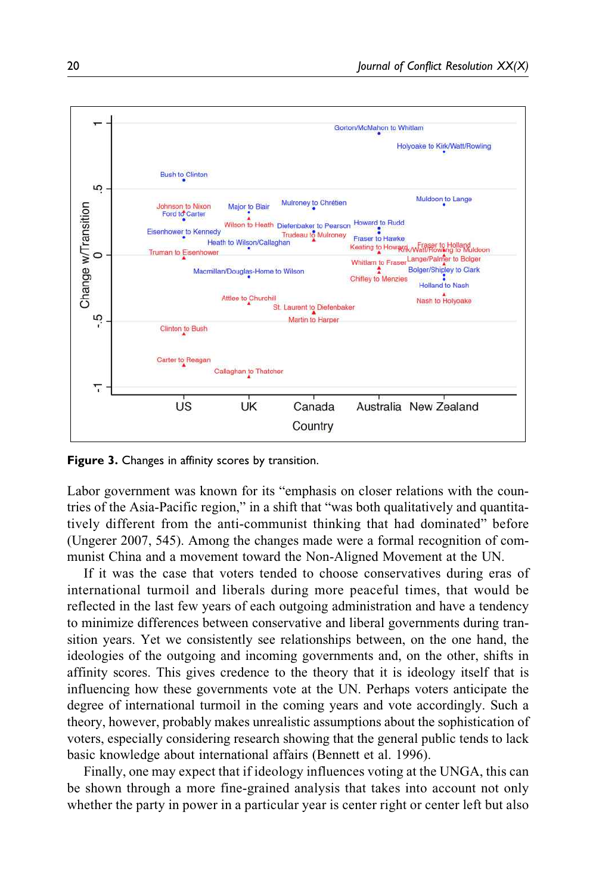**Figure 3.** Changes in affinity scores by transition.

Labor government was known for its "emphasis on closer relations with the countries of the Asia-Pacific region," in a shift that "was both qualitatively and quantitatively different from the anti-communist thinking that had dominated" before (Ungerer 2007, 545). Among the changes made were a formal recognition of communist China and a movement toward the Non-Aligned Movement at the UN.

If it was the case that voters tended to choose conservatives during eras of international turmoil and liberals during more peaceful times, that would be reflected in the last few years of each outgoing administration and have a tendency to minimize differences between conservative and liberal governments during transition years. Yet we consistently see relationships between, on the one hand, the ideologies of the outgoing and incoming governments and, on the other, shifts in affinity scores. This gives credence to the theory that it is ideology itself that is influencing how these governments vote at the UN. Perhaps voters anticipate the degree of international turmoil in the coming years and vote accordingly. Such a theory, however, probably makes unrealistic assumptions about the sophistication of voters, especially considering research showing that the general public tends to lack basic knowledge about international affairs (Bennett et al. 1996).

Finally, one may expect that if ideology influences voting at the UNGA, this can be shown through a more fine-grained analysis that takes into account not only whether the party in power in a particular year is center right or center left but also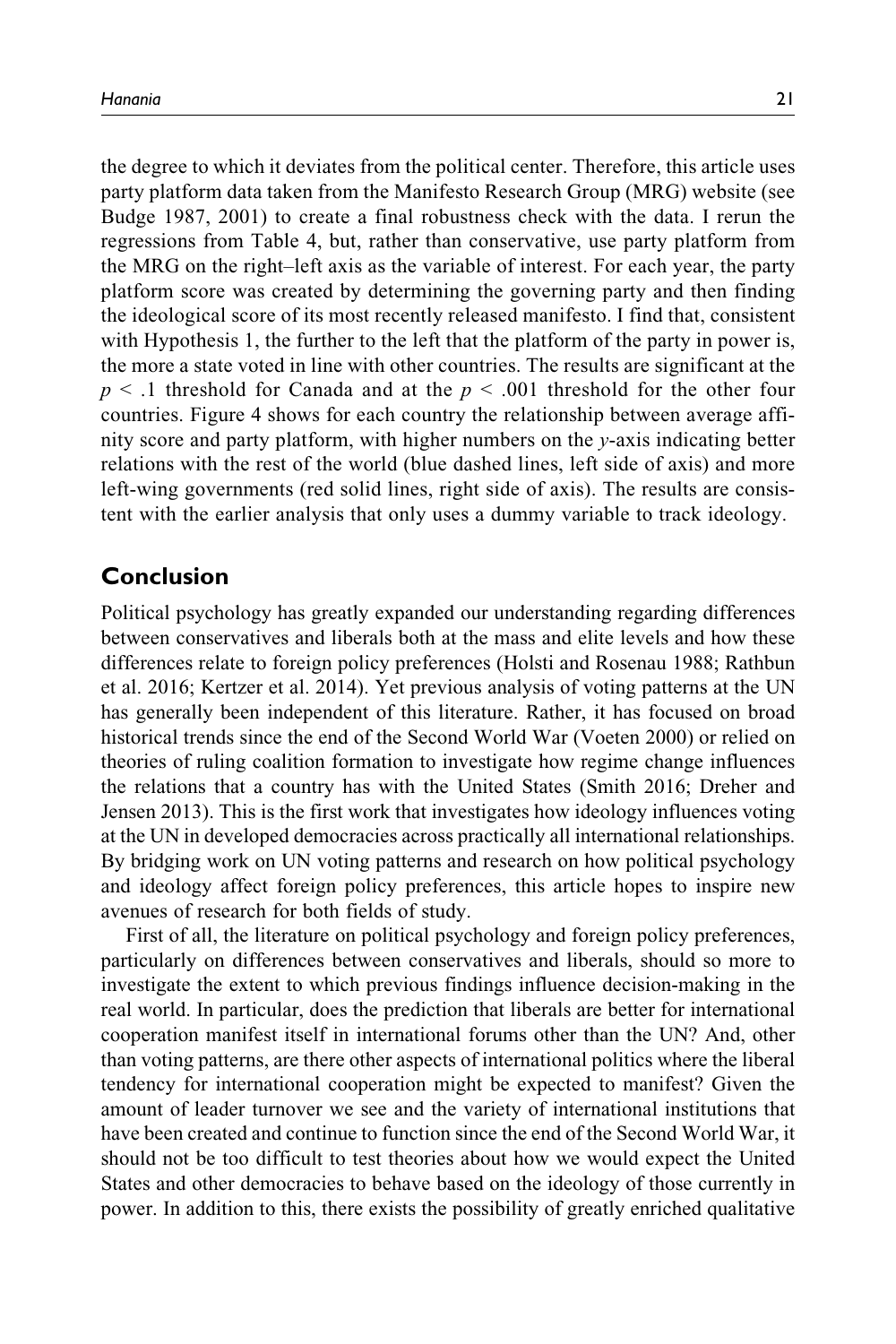the degree to which it deviates from the political center. Therefore, this article uses party platform data taken from the Manifesto Research Group (MRG) website (see Budge 1987, 2001) to create a final robustness check with the data. I rerun the regressions from Table 4, but, rather than conservative, use party platform from the MRG on the right–left axis as the variable of interest. For each year, the party platform score was created by determining the governing party and then finding the ideological score of its most recently released manifesto. I find that, consistent with Hypothesis 1, the further to the left that the platform of the party in power is, the more a state voted in line with other countries. The results are significant at the $p < .1$ threshold for Canada and at the $p < .001$ threshold for the other four countries. Figure 4 shows for each country the relationship between average affinity score and party platform, with higher numbers on the $y$-axis indicating better relations with the rest of the world (blue dashed lines, left side of axis) and more left-wing governments (red solid lines, right side of axis). The results are consistent with the earlier analysis that only uses a dummy variable to track ideology.

## Conclusion

Political psychology has greatly expanded our understanding regarding differences between conservatives and liberals both at the mass and elite levels and how these differences relate to foreign policy preferences (Holsti and Rosenau 1988; Rathbun et al. 2016; Kertzer et al. 2014). Yet previous analysis of voting patterns at the UN has generally been independent of this literature. Rather, it has focused on broad historical trends since the end of the Second World War (Voeten 2000) or relied on theories of ruling coalition formation to investigate how regime change influences the relations that a country has with the United States (Smith 2016; Dreher and Jensen 2013). This is the first work that investigates how ideology influences voting at the UN in developed democracies across practically all international relationships. By bridging work on UN voting patterns and research on how political psychology and ideology affect foreign policy preferences, this article hopes to inspire new avenues of research for both fields of study.

First of all, the literature on political psychology and foreign policy preferences, particularly on differences between conservatives and liberals, should so more to investigate the extent to which previous findings influence decision-making in the real world. In particular, does the prediction that liberals are better for international cooperation manifest itself in international forums other than the UN? And, other than voting patterns, are there other aspects of international politics where the liberal tendency for international cooperation might be expected to manifest? Given the amount of leader turnover we see and the variety of international institutions that have been created and continue to function since the end of the Second World War, it should not be too difficult to test theories about how we would expect the United States and other democracies to behave based on the ideology of those currently in power. In addition to this, there exists the possibility of greatly enriched qualitative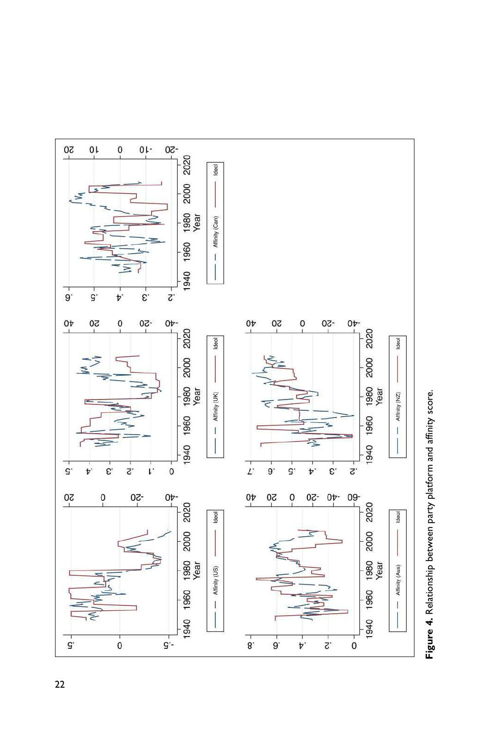**Figure 4.** Relationship between party platform and affinity score.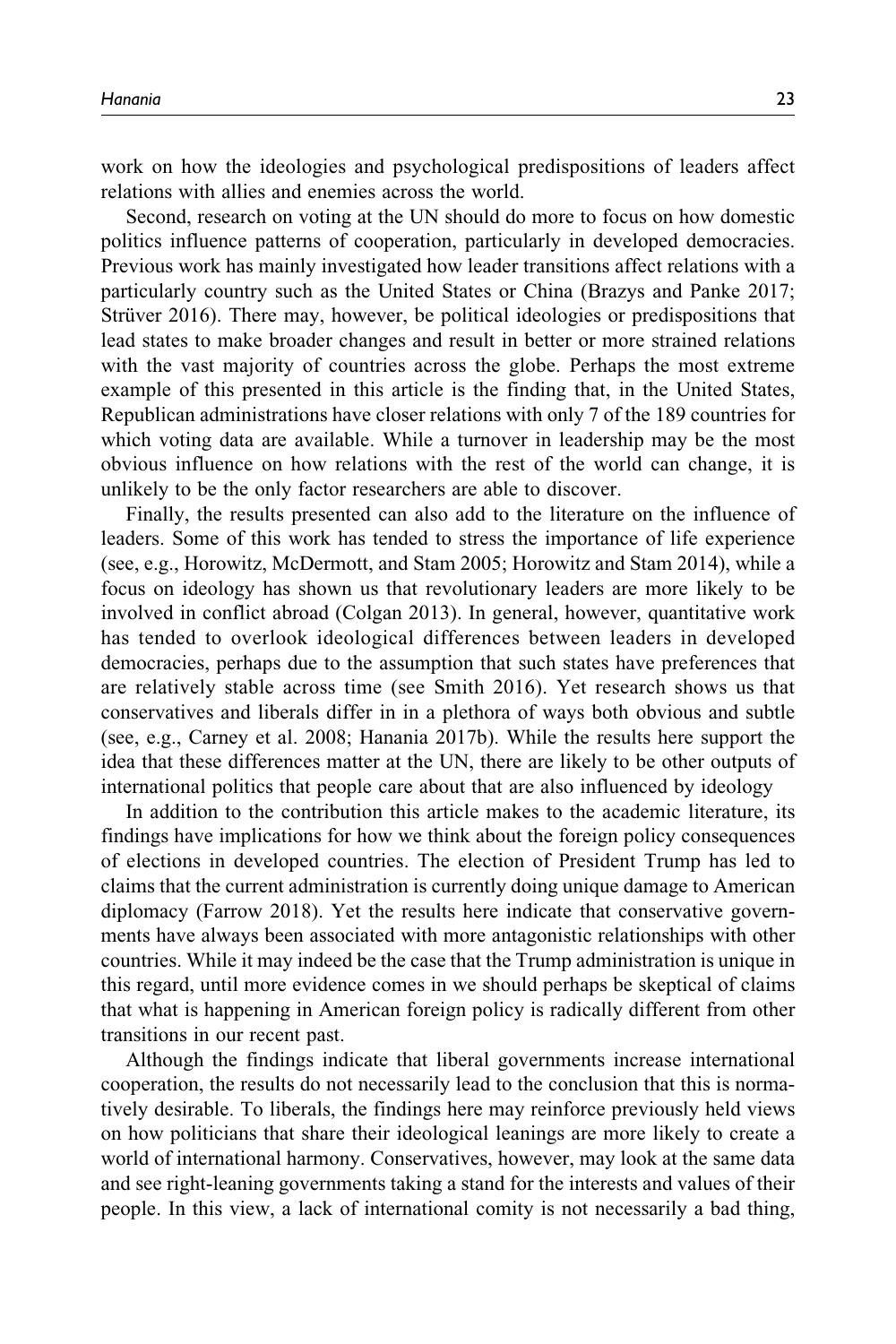work on how the ideologies and psychological predispositions of leaders affect relations with allies and enemies across the world.

Second, research on voting at the UN should do more to focus on how domestic politics influence patterns of cooperation, particularly in developed democracies. Previous work has mainly investigated how leader transitions affect relations with a particularly country such as the United States or China (Brazys and Panke 2017; Strüver 2016). There may, however, be political ideologies or predispositions that lead states to make broader changes and result in better or more strained relations with the vast majority of countries across the globe. Perhaps the most extreme example of this presented in this article is the finding that, in the United States, Republican administrations have closer relations with only 7 of the 189 countries for which voting data are available. While a turnover in leadership may be the most obvious influence on how relations with the rest of the world can change, it is unlikely to be the only factor researchers are able to discover.

Finally, the results presented can also add to the literature on the influence of leaders. Some of this work has tended to stress the importance of life experience (see, e.g., Horowitz, McDermott, and Stam 2005; Horowitz and Stam 2014), while a focus on ideology has shown us that revolutionary leaders are more likely to be involved in conflict abroad (Colgan 2013). In general, however, quantitative work has tended to overlook ideological differences between leaders in developed democracies, perhaps due to the assumption that such states have preferences that are relatively stable across time (see Smith 2016). Yet research shows us that conservatives and liberals differ in in a plethora of ways both obvious and subtle (see, e.g., Carney et al. 2008; Hanania 2017b). While the results here support the idea that these differences matter at the UN, there are likely to be other outputs of international politics that people care about that are also influenced by ideology

In addition to the contribution this article makes to the academic literature, its findings have implications for how we think about the foreign policy consequences of elections in developed countries. The election of President Trump has led to claims that the current administration is currently doing unique damage to American diplomacy (Farrow 2018). Yet the results here indicate that conservative governments have always been associated with more antagonistic relationships with other countries. While it may indeed be the case that the Trump administration is unique in this regard, until more evidence comes in we should perhaps be skeptical of claims that what is happening in American foreign policy is radically different from other transitions in our recent past.

Although the findings indicate that liberal governments increase international cooperation, the results do not necessarily lead to the conclusion that this is normatively desirable. To liberals, the findings here may reinforce previously held views on how politicians that share their ideological leanings are more likely to create a world of international harmony. Conservatives, however, may look at the same data and see right-leaning governments taking a stand for the interests and values of their people. In this view, a lack of international comity is not necessarily a bad thing,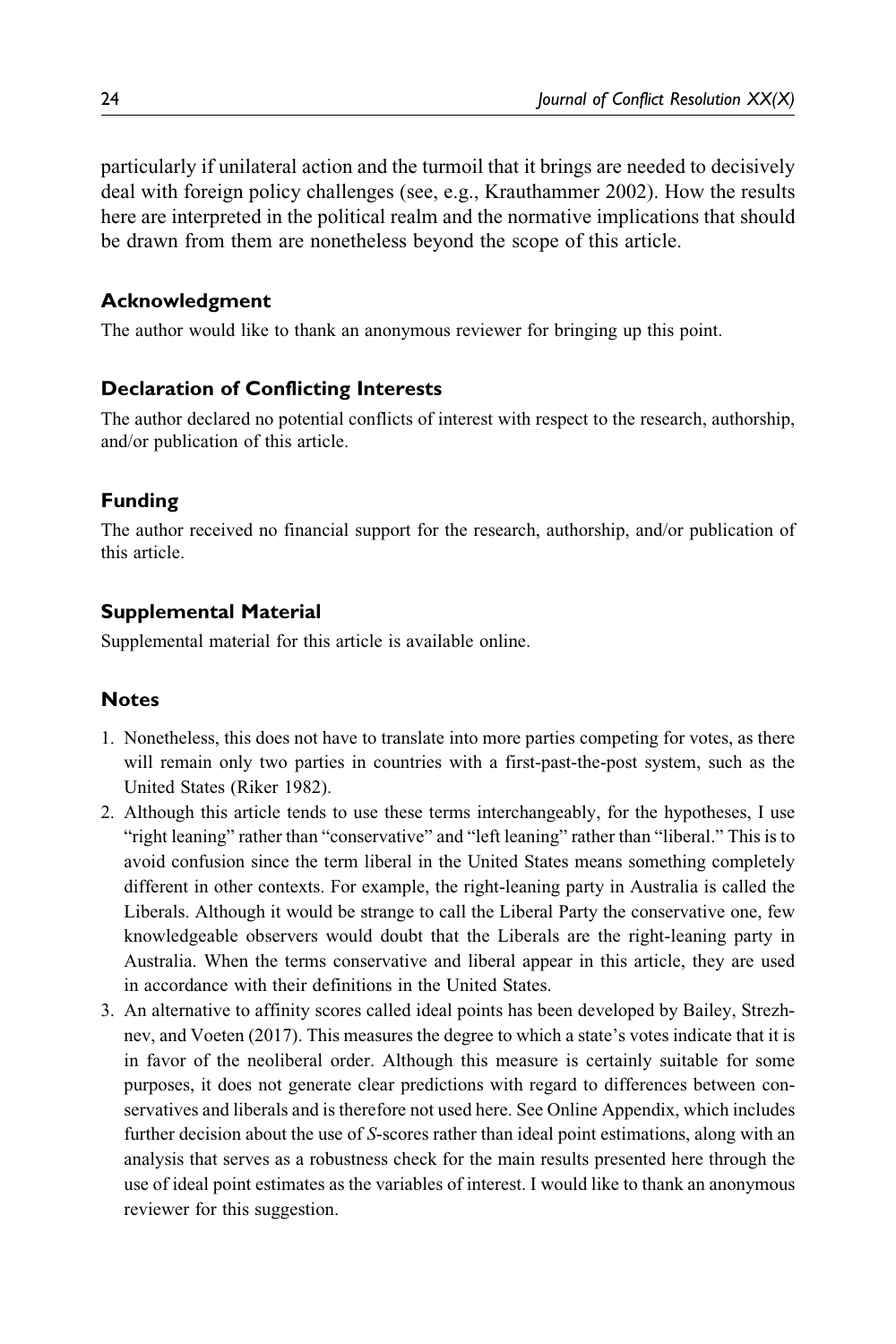particularly if unilateral action and the turmoil that it brings are needed to decisively deal with foreign policy challenges (see, e.g., Krauthammer 2002). How the results here are interpreted in the political realm and the normative implications that should be drawn from them are nonetheless beyond the scope of this article.

## Acknowledgment

The author would like to thank an anonymous reviewer for bringing up this point.

## Declaration of Conflicting Interests

The author declared no potential conflicts of interest with respect to the research, authorship, and/or publication of this article.

## Funding

The author received no financial support for the research, authorship, and/or publication of this article.

## Supplemental Material

Supplemental material for this article is available online.

## Notes

1. Nonetheless, this does not have to translate into more parties competing for votes, as there will remain only two parties in countries with a first-past-the-post system, such as the United States (Riker 1982).
2. Although this article tends to use these terms interchangeably, for the hypotheses, I use "right leaning" rather than "conservative" and "left leaning" rather than "liberal." This is to avoid confusion since the term liberal in the United States means something completely different in other contexts. For example, the right-leaning party in Australia is called the Liberals. Although it would be strange to call the Liberal Party the conservative one, few knowledgeable observers would doubt that the Liberals are the right-leaning party in Australia. When the terms conservative and liberal appear in this article, they are used in accordance with their definitions in the United States.
3. An alternative to affinity scores called ideal points has been developed by Bailey, Strezhnev, and Voeten (2017). This measures the degree to which a state's votes indicate that it is in favor of the neoliberal order. Although this measure is certainly suitable for some purposes, it does not generate clear predictions with regard to differences between conservatives and liberals and is therefore not used here. See Online Appendix, which includes further decision about the use of *S*-scores rather than ideal point estimations, along with an analysis that serves as a robustness check for the main results presented here through the use of ideal point estimates as the variables of interest. I would like to thank an anonymous reviewer for this suggestion.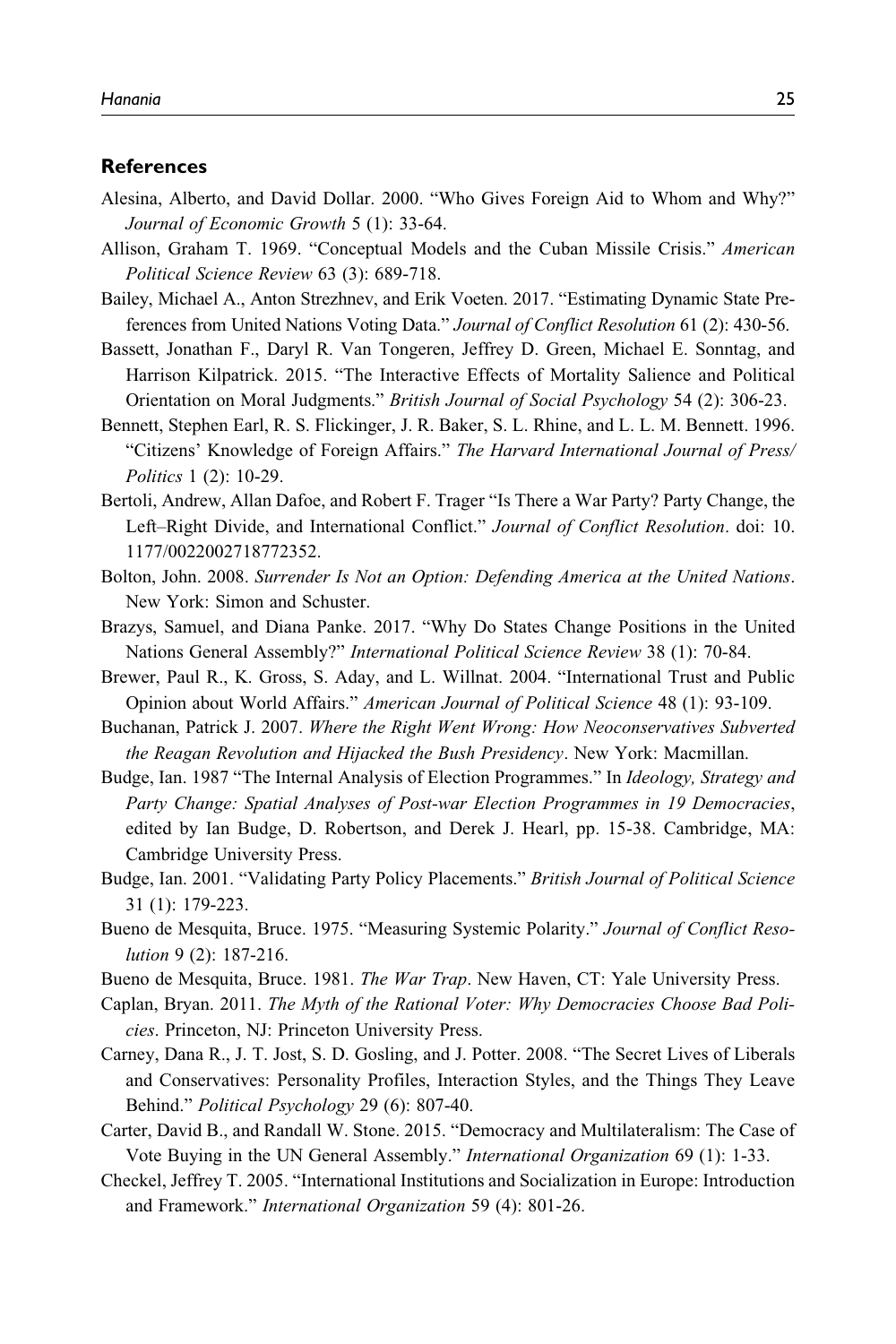## References

Alesina, Alberto, and David Dollar. 2000. "Who Gives Foreign Aid to Whom and Why?" *Journal of Economic Growth* 5 (1): 33-64.

Allison, Graham T. 1969. "Conceptual Models and the Cuban Missile Crisis." *American Political Science Review* 63 (3): 689-718.

Bailey, Michael A., Anton Strezhnev, and Erik Voeten. 2017. "Estimating Dynamic State Preferences from United Nations Voting Data." *Journal of Conflict Resolution* 61 (2): 430-56.

Bassett, Jonathan F., Daryl R. Van Tongeren, Jeffrey D. Green, Michael E. Sonntag, and Harrison Kilpatrick. 2015. "The Interactive Effects of Mortality Salience and Political Orientation on Moral Judgments." *British Journal of Social Psychology* 54 (2): 306-23.

Bennett, Stephen Earl, R. S. Flickinger, J. R. Baker, S. L. Rhine, and L. L. M. Bennett. 1996. "Citizens' Knowledge of Foreign Affairs." *The Harvard International Journal of Press/Politics* 1 (2): 10-29.

Bertoli, Andrew, Allan Dafoe, and Robert F. Trager "Is There a War Party? Party Change, the Left–Right Divide, and International Conflict." *Journal of Conflict Resolution*. doi: 10.1177/0022002718772352.

Bolton, John. 2008. *Surrender Is Not an Option: Defending America at the United Nations*. New York: Simon and Schuster.

Brazys, Samuel, and Diana Panke. 2017. "Why Do States Change Positions in the United Nations General Assembly?" *International Political Science Review* 38 (1): 70-84.

Brewer, Paul R., K. Gross, S. Aday, and L. Willnat. 2004. "International Trust and Public Opinion about World Affairs." *American Journal of Political Science* 48 (1): 93-109.

Buchanan, Patrick J. 2007. *Where the Right Went Wrong: How Neoconservatives Subverted the Reagan Revolution and Hijacked the Bush Presidency*. New York: Macmillan.

Budge, Ian. 1987 "The Internal Analysis of Election Programmes." In *Ideology, Strategy and Party Change: Spatial Analyses of Post-war Election Programmes in 19 Democracies*, edited by Ian Budge, D. Robertson, and Derek J. Hearl, pp. 15-38. Cambridge, MA: Cambridge University Press.

Budge, Ian. 2001. "Validating Party Policy Placements." *British Journal of Political Science* 31 (1): 179-223.

Bueno de Mesquita, Bruce. 1975. "Measuring Systemic Polarity." *Journal of Conflict Resolution* 9 (2): 187-216.

Bueno de Mesquita, Bruce. 1981. *The War Trap*. New Haven, CT: Yale University Press.

Caplan, Bryan. 2011. *The Myth of the Rational Voter: Why Democracies Choose Bad Policies*. Princeton, NJ: Princeton University Press.

Carney, Dana R., J. T. Jost, S. D. Gosling, and J. Potter. 2008. "The Secret Lives of Liberals and Conservatives: Personality Profiles, Interaction Styles, and the Things They Leave Behind." *Political Psychology* 29 (6): 807-40.

Carter, David B., and Randall W. Stone. 2015. "Democracy and Multilateralism: The Case of Vote Buying in the UN General Assembly." *International Organization* 69 (1): 1-33.

Checkel, Jeffrey T. 2005. "International Institutions and Socialization in Europe: Introduction and Framework." *International Organization* 59 (4): 801-26.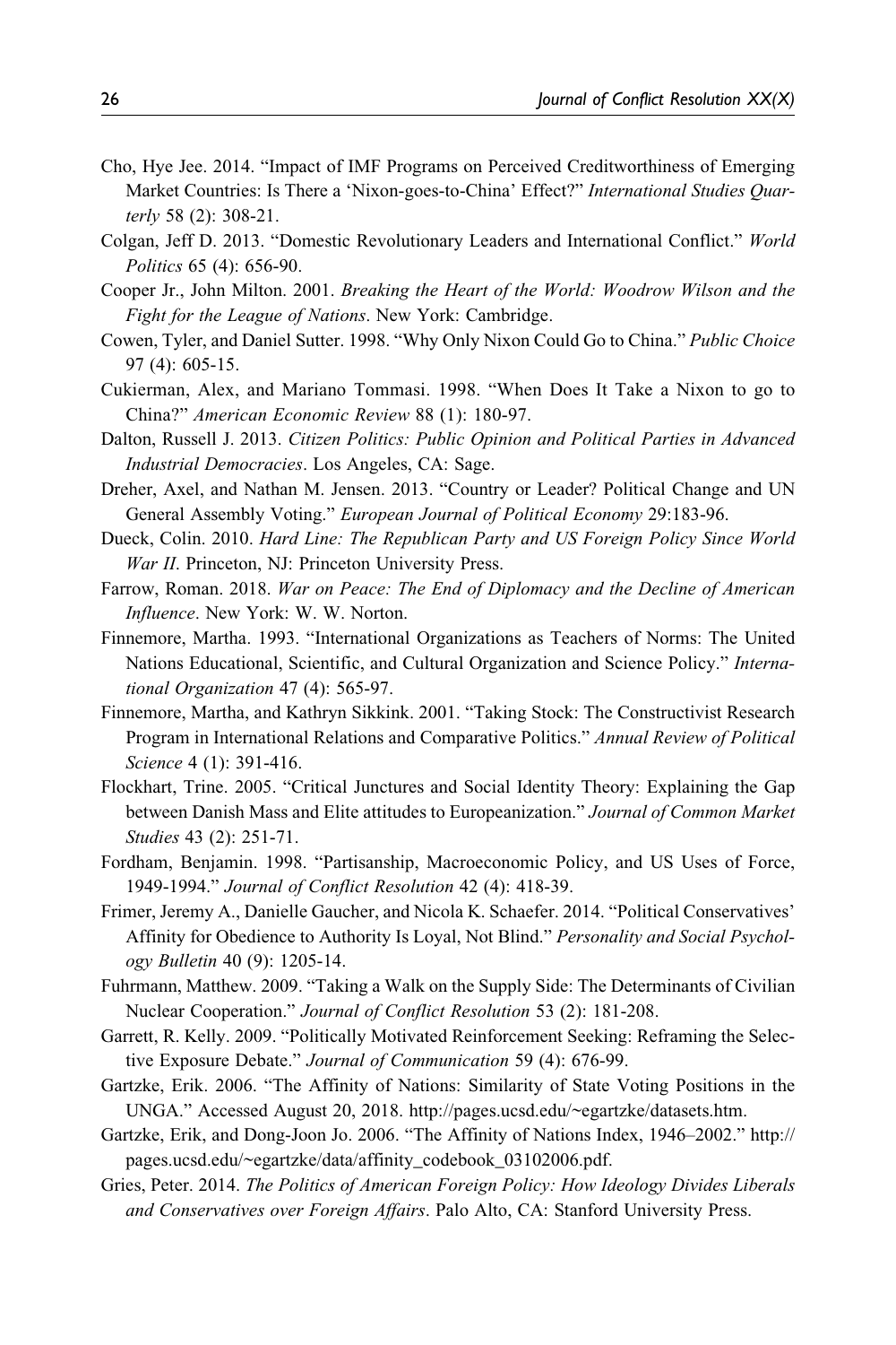Cho, Hye Jee. 2014. "Impact of IMF Programs on Perceived Creditworthiness of Emerging Market Countries: Is There a 'Nixon-goes-to-China' Effect?" *International Studies Quarterly* 58 (2): 308-21.

Colgan, Jeff D. 2013. "Domestic Revolutionary Leaders and International Conflict." *World Politics* 65 (4): 656-90.

Cooper Jr., John Milton. 2001. *Breaking the Heart of the World: Woodrow Wilson and the Fight for the League of Nations*. New York: Cambridge.

Cowen, Tyler, and Daniel Sutter. 1998. "Why Only Nixon Could Go to China." *Public Choice* 97 (4): 605-15.

Cukierman, Alex, and Mariano Tommasi. 1998. "When Does It Take a Nixon to go to China?" *American Economic Review* 88 (1): 180-97.

Dalton, Russell J. 2013. *Citizen Politics: Public Opinion and Political Parties in Advanced Industrial Democracies*. Los Angeles, CA: Sage.

Dreher, Axel, and Nathan M. Jensen. 2013. "Country or Leader? Political Change and UN General Assembly Voting." *European Journal of Political Economy* 29:183-96.

Dueck, Colin. 2010. *Hard Line: The Republican Party and US Foreign Policy Since World War II*. Princeton, NJ: Princeton University Press.

Farrow, Roman. 2018. *War on Peace: The End of Diplomacy and the Decline of American Influence*. New York: W. W. Norton.

Finnemore, Martha. 1993. "International Organizations as Teachers of Norms: The United Nations Educational, Scientific, and Cultural Organization and Science Policy." *International Organization* 47 (4): 565-97.

Finnemore, Martha, and Kathryn Sikkink. 2001. "Taking Stock: The Constructivist Research Program in International Relations and Comparative Politics." *Annual Review of Political Science* 4 (1): 391-416.

Flockhart, Trine. 2005. "Critical Junctures and Social Identity Theory: Explaining the Gap between Danish Mass and Elite attitudes to Europeanization." *Journal of Common Market Studies* 43 (2): 251-71.

Fordham, Benjamin. 1998. "Partisanship, Macroeconomic Policy, and US Uses of Force, 1949-1994." *Journal of Conflict Resolution* 42 (4): 418-39.

Frimer, Jeremy A., Danielle Gaucher, and Nicola K. Schaefer. 2014. "Political Conservatives' Affinity for Obedience to Authority Is Loyal, Not Blind." *Personality and Social Psychology Bulletin* 40 (9): 1205-14.

Fuhrmann, Matthew. 2009. "Taking a Walk on the Supply Side: The Determinants of Civilian Nuclear Cooperation." *Journal of Conflict Resolution* 53 (2): 181-208.

Garrett, R. Kelly. 2009. "Politically Motivated Reinforcement Seeking: Reframing the Selective Exposure Debate." *Journal of Communication* 59 (4): 676-99.

Gartzke, Erik. 2006. "The Affinity of Nations: Similarity of State Voting Positions in the UNGA." Accessed August 20, 2018. http://pages.ucsd.edu/~egartzke/datasets.htm.

Gartzke, Erik, and Dong-Joon Jo. 2006. "The Affinity of Nations Index, 1946–2002." http://pages.ucsd.edu/~egartzke/data/affinity_codebook_03102006.pdf.

Gries, Peter. 2014. *The Politics of American Foreign Policy: How Ideology Divides Liberals and Conservatives over Foreign Affairs*. Palo Alto, CA: Stanford University Press.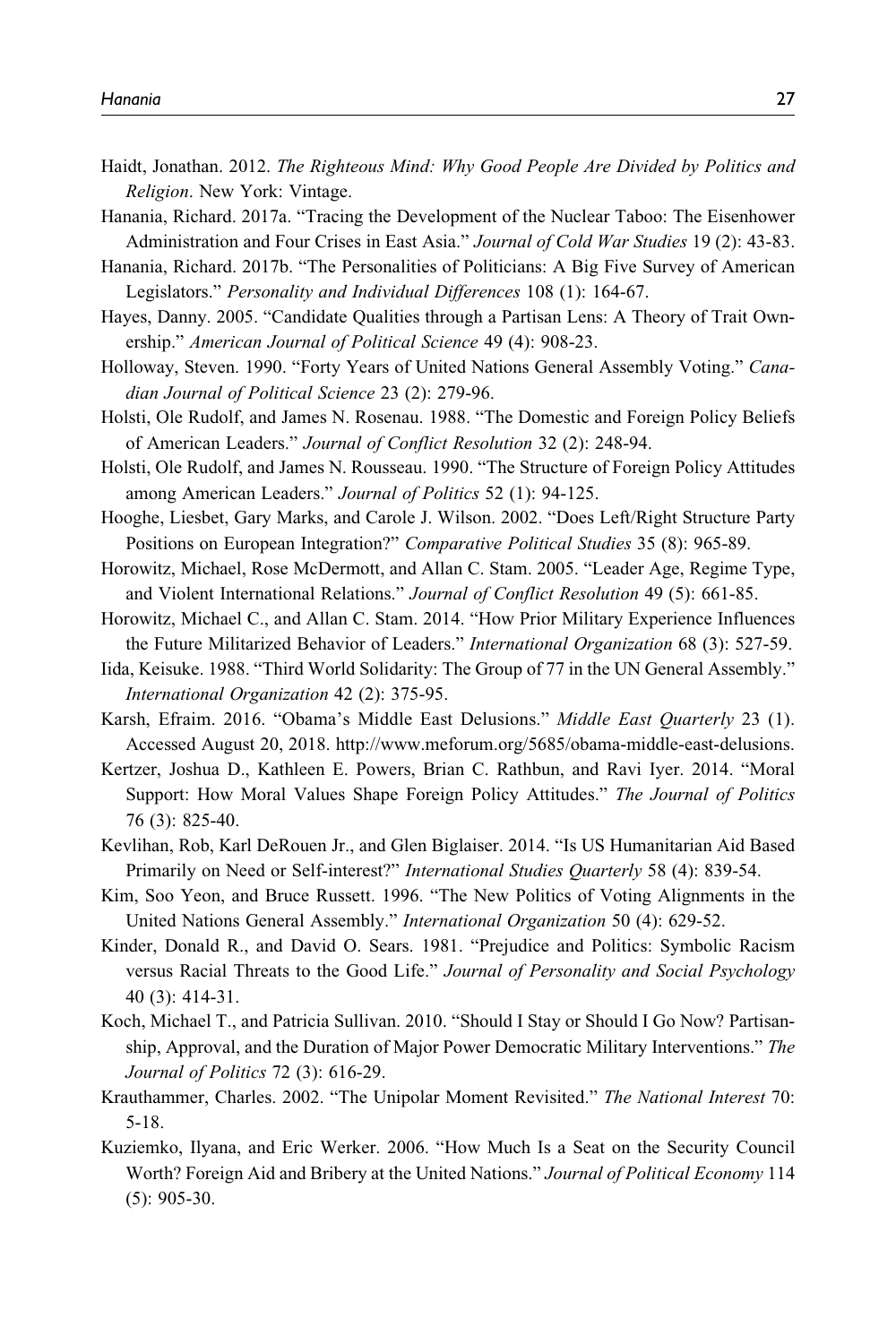Haidt, Jonathan. 2012. *The Righteous Mind: Why Good People Are Divided by Politics and Religion*. New York: Vintage.

Hanania, Richard. 2017a. "Tracing the Development of the Nuclear Taboo: The Eisenhower Administration and Four Crises in East Asia." *Journal of Cold War Studies* 19 (2): 43-83.

Hanania, Richard. 2017b. "The Personalities of Politicians: A Big Five Survey of American Legislators." *Personality and Individual Differences* 108 (1): 164-67.

Hayes, Danny. 2005. "Candidate Qualities through a Partisan Lens: A Theory of Trait Ownership." *American Journal of Political Science* 49 (4): 908-23.

Holloway, Steven. 1990. "Forty Years of United Nations General Assembly Voting." *Canadian Journal of Political Science* 23 (2): 279-96.

Holsti, Ole Rudolf, and James N. Rosenau. 1988. "The Domestic and Foreign Policy Beliefs of American Leaders." *Journal of Conflict Resolution* 32 (2): 248-94.

Holsti, Ole Rudolf, and James N. Rousseau. 1990. "The Structure of Foreign Policy Attitudes among American Leaders." *Journal of Politics* 52 (1): 94-125.

Hooghe, Liesbet, Gary Marks, and Carole J. Wilson. 2002. "Does Left/Right Structure Party Positions on European Integration?" *Comparative Political Studies* 35 (8): 965-89.

Horowitz, Michael, Rose McDermott, and Allan C. Stam. 2005. "Leader Age, Regime Type, and Violent International Relations." *Journal of Conflict Resolution* 49 (5): 661-85.

Horowitz, Michael C., and Allan C. Stam. 2014. "How Prior Military Experience Influences the Future Militarized Behavior of Leaders." *International Organization* 68 (3): 527-59.

Iida, Keisuke. 1988. "Third World Solidarity: The Group of 77 in the UN General Assembly." *International Organization* 42 (2): 375-95.

Karsh, Efraim. 2016. "Obama's Middle East Delusions." *Middle East Quarterly* 23 (1). Accessed August 20, 2018. http://www.meforum.org/5685/obama-middle-east-delusions.

Kertzer, Joshua D., Kathleen E. Powers, Brian C. Rathbun, and Ravi Iyer. 2014. "Moral Support: How Moral Values Shape Foreign Policy Attitudes." *The Journal of Politics* 76 (3): 825-40.

Kevlihan, Rob, Karl DeRouen Jr., and Glen Biglaiser. 2014. "Is US Humanitarian Aid Based Primarily on Need or Self-interest?" *International Studies Quarterly* 58 (4): 839-54.

Kim, Soo Yeon, and Bruce Russett. 1996. "The New Politics of Voting Alignments in the United Nations General Assembly." *International Organization* 50 (4): 629-52.

Kinder, Donald R., and David O. Sears. 1981. "Prejudice and Politics: Symbolic Racism versus Racial Threats to the Good Life." *Journal of Personality and Social Psychology* 40 (3): 414-31.

Koch, Michael T., and Patricia Sullivan. 2010. "Should I Stay or Should I Go Now? Partisanship, Approval, and the Duration of Major Power Democratic Military Interventions." *The Journal of Politics* 72 (3): 616-29.

Krauthammer, Charles. 2002. "The Unipolar Moment Revisited." *The National Interest* 70: 5-18.

Kuziemko, Ilyana, and Eric Werker. 2006. "How Much Is a Seat on the Security Council Worth? Foreign Aid and Bribery at the United Nations." *Journal of Political Economy* 114 (5): 905-30.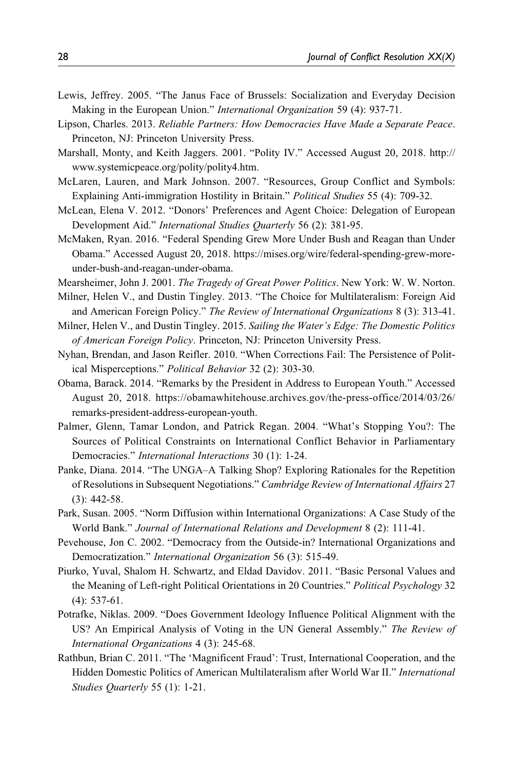Lewis, Jeffrey. 2005. "The Janus Face of Brussels: Socialization and Everyday Decision Making in the European Union." *International Organization* 59 (4): 937-71.

Lipson, Charles. 2013. *Reliable Partners: How Democracies Have Made a Separate Peace*. Princeton, NJ: Princeton University Press.

Marshall, Monty, and Keith Jaggers. 2001. "Polity IV." Accessed August 20, 2018. http://www.systemicpeace.org/polity/polity4.htm.

McLaren, Lauren, and Mark Johnson. 2007. "Resources, Group Conflict and Symbols: Explaining Anti-immigration Hostility in Britain." *Political Studies* 55 (4): 709-32.

McLean, Elena V. 2012. "Donors' Preferences and Agent Choice: Delegation of European Development Aid." *International Studies Quarterly* 56 (2): 381-95.

McMaken, Ryan. 2016. "Federal Spending Grew More Under Bush and Reagan than Under Obama." Accessed August 20, 2018. https://mises.org/wire/federal-spending-grew-more-under-bush-and-reagan-under-obama.

Mearsheimer, John J. 2001. *The Tragedy of Great Power Politics*. New York: W. W. Norton.

Milner, Helen V., and Dustin Tingley. 2013. "The Choice for Multilateralism: Foreign Aid and American Foreign Policy." *The Review of International Organizations* 8 (3): 313-41.

Milner, Helen V., and Dustin Tingley. 2015. *Sailing the Water's Edge: The Domestic Politics of American Foreign Policy*. Princeton, NJ: Princeton University Press.

Nyhan, Brendan, and Jason Reifler. 2010. "When Corrections Fail: The Persistence of Political Misperceptions." *Political Behavior* 32 (2): 303-30.

Obama, Barack. 2014. "Remarks by the President in Address to European Youth." Accessed August 20, 2018. https://obamawhitehouse.archives.gov/the-press-office/2014/03/26/remarks-president-address-european-youth.

Palmer, Glenn, Tamar London, and Patrick Regan. 2004. "What's Stopping You?: The Sources of Political Constraints on International Conflict Behavior in Parliamentary Democracies." *International Interactions* 30 (1): 1-24.

Panke, Diana. 2014. "The UNGA–A Talking Shop? Exploring Rationales for the Repetition of Resolutions in Subsequent Negotiations." *Cambridge Review of International Affairs* 27 (3): 442-58.

Park, Susan. 2005. "Norm Diffusion within International Organizations: A Case Study of the World Bank." *Journal of International Relations and Development* 8 (2): 111-41.

Pevehouse, Jon C. 2002. "Democracy from the Outside-in? International Organizations and Democratization." *International Organization* 56 (3): 515-49.

Piurko, Yuval, Shalom H. Schwartz, and Eldad Davidov. 2011. "Basic Personal Values and the Meaning of Left-right Political Orientations in 20 Countries." *Political Psychology* 32 (4): 537-61.

Potrafke, Niklas. 2009. "Does Government Ideology Influence Political Alignment with the US? An Empirical Analysis of Voting in the UN General Assembly." *The Review of International Organizations* 4 (3): 245-68.

Rathbun, Brian C. 2011. "The 'Magnificent Fraud': Trust, International Cooperation, and the Hidden Domestic Politics of American Multilateralism after World War II." *International Studies Quarterly* 55 (1): 1-21.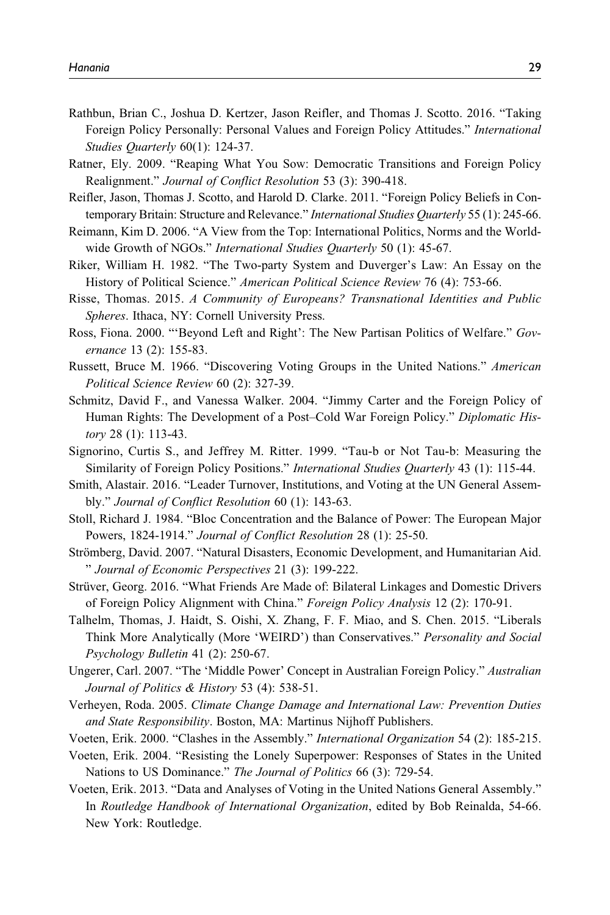Rathbun, Brian C., Joshua D. Kertzer, Jason Reifler, and Thomas J. Scotto. 2016. "Taking Foreign Policy Personally: Personal Values and Foreign Policy Attitudes." *International Studies Quarterly* 60(1): 124-37.

Ratner, Ely. 2009. "Reaping What You Sow: Democratic Transitions and Foreign Policy Realignment." *Journal of Conflict Resolution* 53 (3): 390-418.

Reifler, Jason, Thomas J. Scotto, and Harold D. Clarke. 2011. "Foreign Policy Beliefs in Contemporary Britain: Structure and Relevance." *International Studies Quarterly* 55 (1): 245-66.

Reimann, Kim D. 2006. "A View from the Top: International Politics, Norms and the Worldwide Growth of NGOs." *International Studies Quarterly* 50 (1): 45-67.

Riker, William H. 1982. "The Two-party System and Duverger's Law: An Essay on the History of Political Science." *American Political Science Review* 76 (4): 753-66.

Risse, Thomas. 2015. *A Community of Europeans? Transnational Identities and Public Spheres*. Ithaca, NY: Cornell University Press.

Ross, Fiona. 2000. "'Beyond Left and Right': The New Partisan Politics of Welfare." *Governance* 13 (2): 155-83.

Russett, Bruce M. 1966. "Discovering Voting Groups in the United Nations." *American Political Science Review* 60 (2): 327-39.

Schmitz, David F., and Vanessa Walker. 2004. "Jimmy Carter and the Foreign Policy of Human Rights: The Development of a Post–Cold War Foreign Policy." *Diplomatic History* 28 (1): 113-43.

Signorino, Curtis S., and Jeffrey M. Ritter. 1999. "Tau-b or Not Tau-b: Measuring the Similarity of Foreign Policy Positions." *International Studies Quarterly* 43 (1): 115-44.

Smith, Alastair. 2016. "Leader Turnover, Institutions, and Voting at the UN General Assembly." *Journal of Conflict Resolution* 60 (1): 143-63.

Stoll, Richard J. 1984. "Bloc Concentration and the Balance of Power: The European Major Powers, 1824-1914." *Journal of Conflict Resolution* 28 (1): 25-50.

Strömberg, David. 2007. "Natural Disasters, Economic Development, and Humanitarian Aid." *Journal of Economic Perspectives* 21 (3): 199-222.

Strüver, Georg. 2016. "What Friends Are Made of: Bilateral Linkages and Domestic Drivers of Foreign Policy Alignment with China." *Foreign Policy Analysis* 12 (2): 170-91.

Talhelm, Thomas, J. Haidt, S. Oishi, X. Zhang, F. F. Miao, and S. Chen. 2015. "Liberals Think More Analytically (More 'WEIRD') than Conservatives." *Personality and Social Psychology Bulletin* 41 (2): 250-67.

Ungerer, Carl. 2007. "The 'Middle Power' Concept in Australian Foreign Policy." *Australian Journal of Politics & History* 53 (4): 538-51.

Verheyen, Roda. 2005. *Climate Change Damage and International Law: Prevention Duties and State Responsibility*. Boston, MA: Martinus Nijhoff Publishers.

Voeten, Erik. 2000. "Clashes in the Assembly." *International Organization* 54 (2): 185-215.

Voeten, Erik. 2004. "Resisting the Lonely Superpower: Responses of States in the United Nations to US Dominance." *The Journal of Politics* 66 (3): 729-54.

Voeten, Erik. 2013. "Data and Analyses of Voting in the United Nations General Assembly." In *Routledge Handbook of International Organization*, edited by Bob Reinalda, 54-66. New York: Routledge.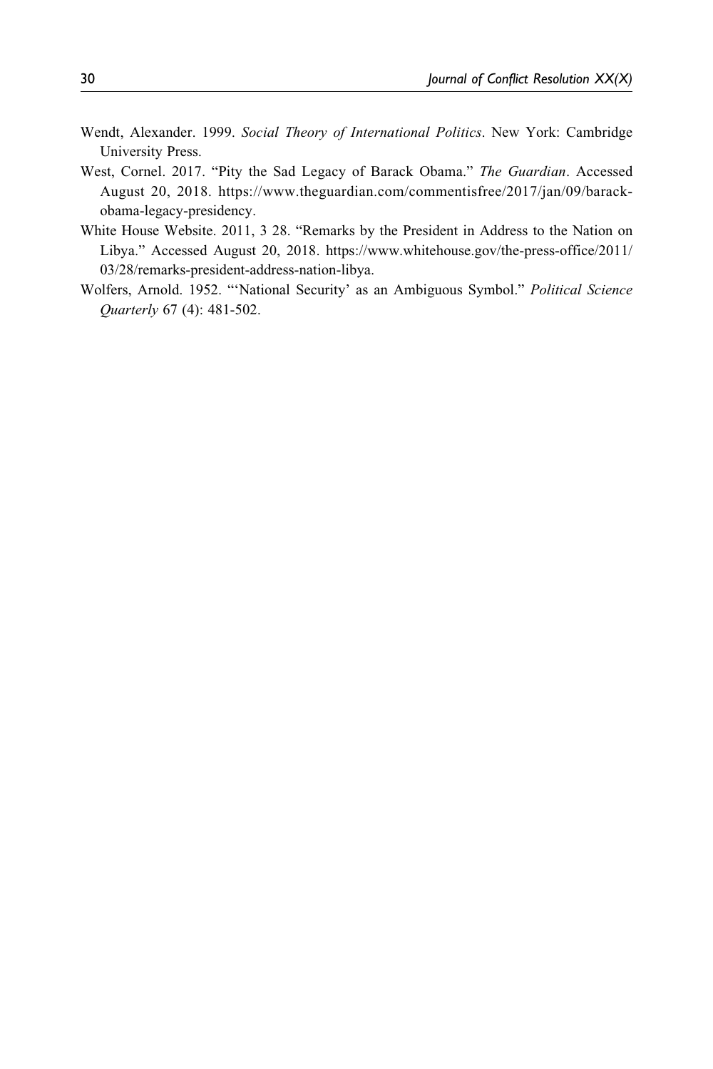Wendt, Alexander. 1999. *Social Theory of International Politics*. New York: Cambridge University Press.

West, Cornel. 2017. "Pity the Sad Legacy of Barack Obama." *The Guardian*. Accessed August 20, 2018. https://www.theguardian.com/commentisfree/2017/jan/09/barack-obama-legacy-presidency.

White House Website. 2011, 3 28. "Remarks by the President in Address to the Nation on Libya." Accessed August 20, 2018. https://www.whitehouse.gov/the-press-office/2011/03/28/remarks-president-address-nation-libya.

Wolfers, Arnold. 1952. "'National Security' as an Ambiguous Symbol." *Political Science Quarterly* 67 (4): 481-502.